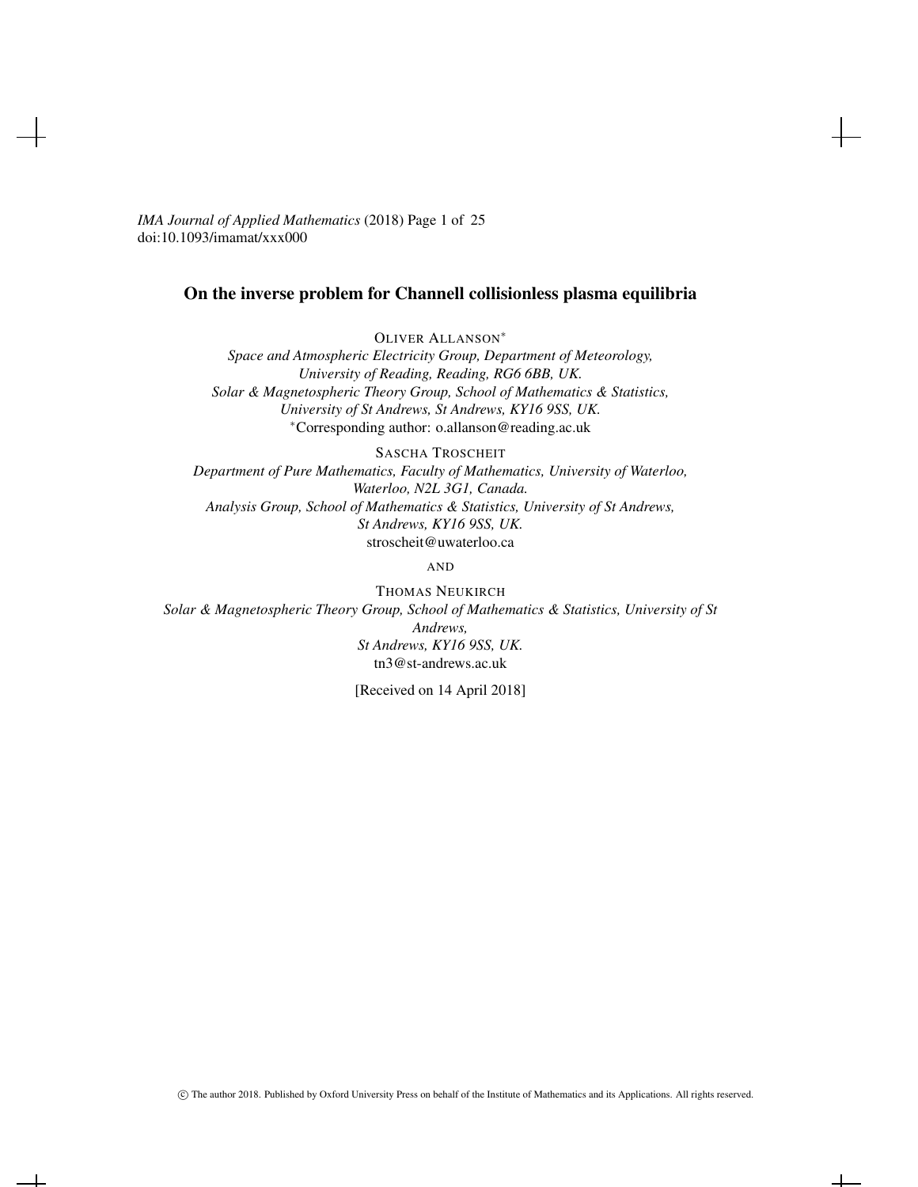# On the inverse problem for Channell collisionless plasma equilibria

OLIVER ALLANSON*

*Space and Atmospheric Electricity Group, Department of Meteorology, University of Reading, Reading, RG6 6BB, UK.*

*Solar & Magnetospheric Theory Group, School of Mathematics & Statistics, University of St Andrews, St Andrews, KY16 9SS, UK.*

*Corresponding author: o.allanson@reading.ac.uk

SASCHA TROSCHEIT

*Department of Pure Mathematics, Faculty of Mathematics, University of Waterloo, Waterloo, N2L 3G1, Canada.*

*Analysis Group, School of Mathematics & Statistics, University of St Andrews, St Andrews, KY16 9SS, UK.*

stroscheit@uwaterloo.ca

AND

THOMAS NEUKIRCH

*Solar & Magnetospheric Theory Group, School of Mathematics & Statistics, University of St Andrews, St Andrews, KY16 9SS, UK.*

tn3@st-andrews.ac.uk

[Received on 14 April 2018]

© The author 2018. Published by Oxford University Press on behalf of the Institute of Mathematics and its Applications. All rights reserved.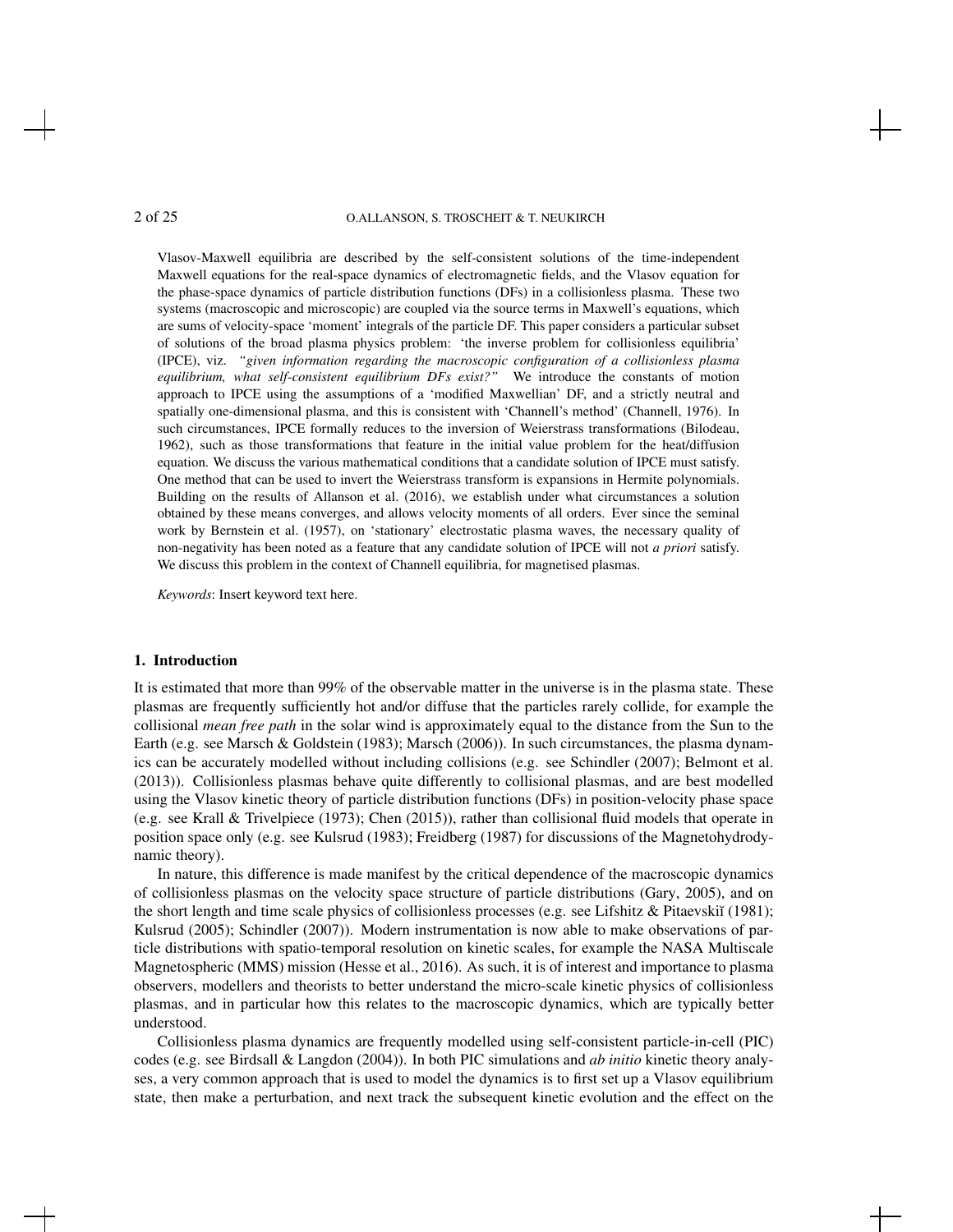Vlasov-Maxwell equilibria are described by the self-consistent solutions of the time-independent Maxwell equations for the real-space dynamics of electromagnetic fields, and the Vlasov equation for the phase-space dynamics of particle distribution functions (DFs) in a collisionless plasma. These two systems (macroscopic and microscopic) are coupled via the source terms in Maxwell's equations, which are sums of velocity-space 'moment' integrals of the particle DF. This paper considers a particular subset of solutions of the broad plasma physics problem: 'the inverse problem for collisionless equilibria' (IPCE), viz. *"given information regarding the macroscopic configuration of a collisionless plasma equilibrium, what self-consistent equilibrium DFs exist?"* We introduce the constants of motion approach to IPCE using the assumptions of a 'modified Maxwellian' DF, and a strictly neutral and spatially one-dimensional plasma, and this is consistent with 'Channell's method' (Channell, 1976). In such circumstances, IPCE formally reduces to the inversion of Weierstrass transformations (Bilodeau, 1962), such as those transformations that feature in the initial value problem for the heat/diffusion equation. We discuss the various mathematical conditions that a candidate solution of IPCE must satisfy. One method that can be used to invert the Weierstrass transform is expansions in Hermite polynomials. Building on the results of Allanson et al. (2016), we establish under what circumstances a solution obtained by these means converges, and allows velocity moments of all orders. Ever since the seminal work by Bernstein et al. (1957), on 'stationary' electrostatic plasma waves, the necessary quality of non-negativity has been noted as a feature that any candidate solution of IPCE will not *a priori* satisfy. We discuss this problem in the context of Channell equilibria, for magnetised plasmas.

*Keywords*: Insert keyword text here.

## 1. Introduction

It is estimated that more than 99% of the observable matter in the universe is in the plasma state. These plasmas are frequently sufficiently hot and/or diffuse that the particles rarely collide, for example the collisional *mean free path* in the solar wind is approximately equal to the distance from the Sun to the Earth (e.g. see Marsch & Goldstein (1983); Marsch (2006)). In such circumstances, the plasma dynamics can be accurately modelled without including collisions (e.g. see Schindler (2007); Belmont et al. (2013)). Collisionless plasmas behave quite differently to collisional plasmas, and are best modelled using the Vlasov kinetic theory of particle distribution functions (DFs) in position-velocity phase space (e.g. see Krall & Trivelpiece (1973); Chen (2015)), rather than collisional fluid models that operate in position space only (e.g. see Kulsrud (1983); Freidberg (1987) for discussions of the Magnetohydrodynamic theory).

In nature, this difference is made manifest by the critical dependence of the macroscopic dynamics of collisionless plasmas on the velocity space structure of particle distributions (Gary, 2005), and on the short length and time scale physics of collisionless processes (e.g. see Lifshitz & Pitaevskiĭ (1981); Kulsrud (2005); Schindler (2007)). Modern instrumentation is now able to make observations of particle distributions with spatio-temporal resolution on kinetic scales, for example the NASA Multiscale Magnetospheric (MMS) mission (Hesse et al., 2016). As such, it is of interest and importance to plasma observers, modellers and theorists to better understand the micro-scale kinetic physics of collisionless plasmas, and in particular how this relates to the macroscopic dynamics, which are typically better understood.

Collisionless plasma dynamics are frequently modelled using self-consistent particle-in-cell (PIC) codes (e.g. see Birdsall & Langdon (2004)). In both PIC simulations and *ab initio* kinetic theory analyses, a very common approach that is used to model the dynamics is to first set up a Vlasov equilibrium state, then make a perturbation, and next track the subsequent kinetic evolution and the effect on the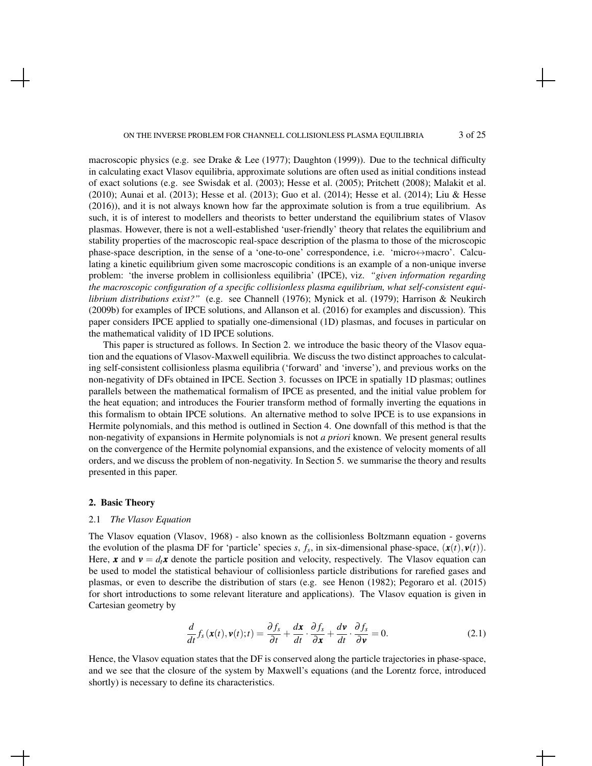macroscopic physics (e.g. see Drake & Lee (1977); Daughton (1999)). Due to the technical difficulty in calculating exact Vlasov equilibria, approximate solutions are often used as initial conditions instead of exact solutions (e.g. see Swisdak et al. (2003); Hesse et al. (2005); Pritchett (2008); Malakit et al. (2010); Aunai et al. (2013); Hesse et al. (2013); Guo et al. (2014); Hesse et al. (2014); Liu & Hesse (2016)), and it is not always known how far the approximate solution is from a true equilibrium. As such, it is of interest to modellers and theorists to better understand the equilibrium states of Vlasov plasmas. However, there is not a well-established 'user-friendly' theory that relates the equilibrium and stability properties of the macroscopic real-space description of the plasma to those of the microscopic phase-space description, in the sense of a 'one-to-one' correspondence, i.e. 'micro↔macro'. Calculating a kinetic equilibrium given some macroscopic conditions is an example of a non-unique inverse problem: 'the inverse problem in collisionless equilibria' (IPCE), viz. *"given information regarding the macroscopic configuration of a specific collisionless plasma equilibrium, what self-consistent equilibrium distributions exist?"* (e.g. see Channell (1976); Mynick et al. (1979); Harrison & Neukirch (2009b) for examples of IPCE solutions, and Allanson et al. (2016) for examples and discussion). This paper considers IPCE applied to spatially one-dimensional (1D) plasmas, and focuses in particular on the mathematical validity of 1D IPCE solutions.

This paper is structured as follows. In Section 2. we introduce the basic theory of the Vlasov equation and the equations of Vlasov-Maxwell equilibria. We discuss the two distinct approaches to calculating self-consistent collisionless plasma equilibria ('forward' and 'inverse'), and previous works on the non-negativity of DFs obtained in IPCE. Section 3. focusses on IPCE in spatially 1D plasmas; outlines parallels between the mathematical formalism of IPCE as presented, and the initial value problem for the heat equation; and introduces the Fourier transform method of formally inverting the equations in this formalism to obtain IPCE solutions. An alternative method to solve IPCE is to use expansions in Hermite polynomials, and this method is outlined in Section 4. One downfall of this method is that the non-negativity of expansions in Hermite polynomials is not *a priori* known. We present general results on the convergence of the Hermite polynomial expansions, and the existence of velocity moments of all orders, and we discuss the problem of non-negativity. In Section 5. we summarise the theory and results presented in this paper.

## 2. Basic Theory

### 2.1 *The Vlasov Equation*

The Vlasov equation (Vlasov, 1968) - also known as the collisionless Boltzmann equation - governs the evolution of the plasma DF for 'particle' species $s$, $f_s$, in six-dimensional phase-space, $(\boldsymbol{x}(t), \boldsymbol{v}(t))$. Here, $\boldsymbol{x}$ and $\boldsymbol{v} = d_t\boldsymbol{x}$ denote the particle position and velocity, respectively. The Vlasov equation can be used to model the statistical behaviour of collisionless particle distributions for rarefied gases and plasmas, or even to describe the distribution of stars (e.g. see Henon (1982); Pegoraro et al. (2015) for short introductions to some relevant literature and applications). The Vlasov equation is given in Cartesian geometry by

$$\frac{d}{dt} f_s(\boldsymbol{x}(t), \boldsymbol{v}(t); t) = \frac{\partial f_s}{\partial t} + \frac{d\boldsymbol{x}}{dt} \cdot \frac{\partial f_s}{\partial \boldsymbol{x}} + \frac{d\boldsymbol{v}}{dt} \cdot \frac{\partial f_s}{\partial \boldsymbol{v}} = 0. \tag{2.1}$$

Hence, the Vlasov equation states that the DF is conserved along the particle trajectories in phase-space, and we see that the closure of the system by Maxwell's equations (and the Lorentz force, introduced shortly) is necessary to define its characteristics.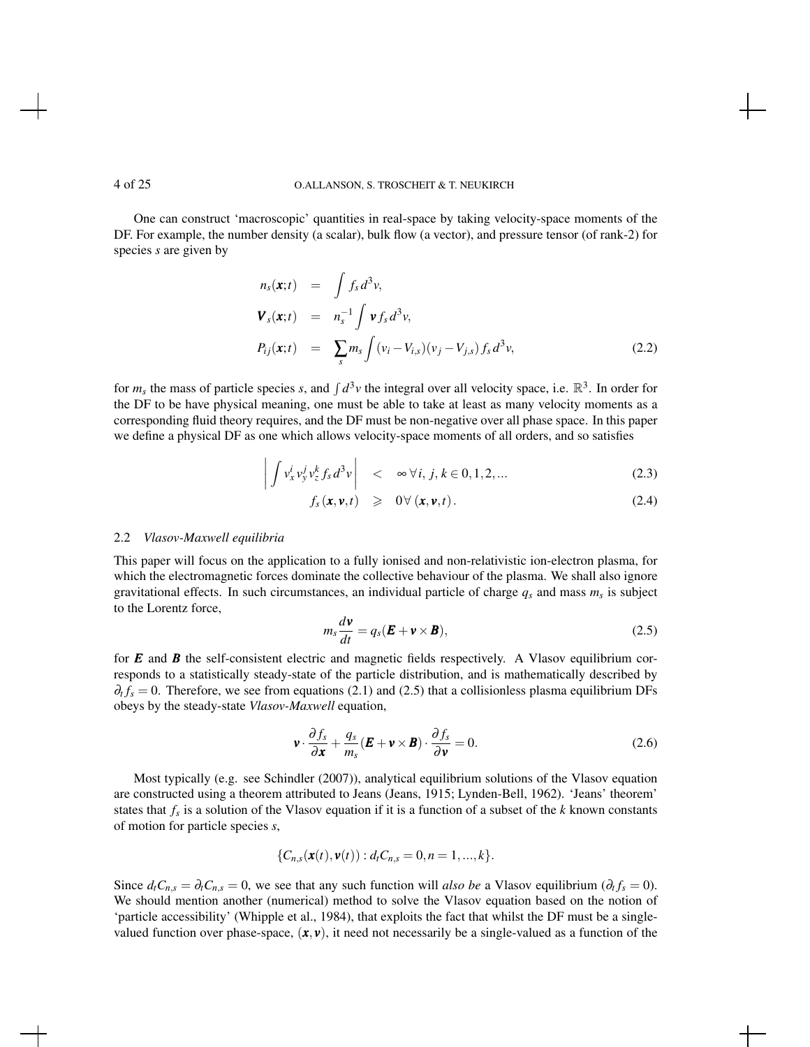One can construct 'macroscopic' quantities in real-space by taking velocity-space moments of the DF. For example, the number density (a scalar), bulk flow (a vector), and pressure tensor (of rank-2) for species $s$ are given by

$$
\begin{aligned}
n_s(\boldsymbol{x};t) &= \int f_s \, d^3v, \\
\boldsymbol{V}_s(\boldsymbol{x};t) &= n_s^{-1} \int \boldsymbol{v} \, f_s \, d^3v, \\
P_{ij}(\boldsymbol{x};t) &= \sum_s m_s \int (v_i - V_{i,s})(v_j - V_{j,s}) \, f_s \, d^3v,
\end{aligned} \tag{2.2}
$$

for $m_s$ the mass of particle species $s$, and $\int d^3v$ the integral over all velocity space, i.e. $\mathbb{R}^3$. In order for the DF to be have physical meaning, one must be able to take at least as many velocity moments as a corresponding fluid theory requires, and the DF must be non-negative over all phase space. In this paper we define a physical DF as one which allows velocity-space moments of all orders, and so satisfies

$$
\left| \int v_x^i v_y^j v_z^k f_s \, d^3v \right| < \infty \, \forall \, i, \, j, \, k \in 0, 1, 2, ... \tag{2.3}
$$

$$
f_s(\boldsymbol{x}, \boldsymbol{v}, t) \geqslant 0 \, \forall \, (\boldsymbol{x}, \boldsymbol{v}, t). \tag{2.4}
$$

### 2.2 *Vlasov-Maxwell equilibria*

This paper will focus on the application to a fully ionised and non-relativistic ion-electron plasma, for which the electromagnetic forces dominate the collective behaviour of the plasma. We shall also ignore gravitational effects. In such circumstances, an individual particle of charge $q_s$ and mass $m_s$ is subject to the Lorentz force,

$$
m_s \frac{d\boldsymbol{v}}{dt} = q_s(\boldsymbol{E} + \boldsymbol{v} \times \boldsymbol{B}), \tag{2.5}
$$

for $\boldsymbol{E}$ and $\boldsymbol{B}$ the self-consistent electric and magnetic fields respectively. A Vlasov equilibrium corresponds to a statistically steady-state of the particle distribution, and is mathematically described by $\partial_t f_s = 0$. Therefore, we see from equations (2.1) and (2.5) that a collisionless plasma equilibrium DFs obeys by the steady-state *Vlasov-Maxwell* equation,

$$
\boldsymbol{v} \cdot \frac{\partial f_s}{\partial \boldsymbol{x}} + \frac{q_s}{m_s}(\boldsymbol{E} + \boldsymbol{v} \times \boldsymbol{B}) \cdot \frac{\partial f_s}{\partial \boldsymbol{v}} = 0. \tag{2.6}
$$

Most typically (e.g. see Schindler (2007)), analytical equilibrium solutions of the Vlasov equation are constructed using a theorem attributed to Jeans (Jeans, 1915; Lynden-Bell, 1962). 'Jeans' theorem' states that $f_s$ is a solution of the Vlasov equation if it is a function of a subset of the $k$ known constants of motion for particle species $s$,

$$
\{C_{n,s}(\boldsymbol{x}(t), \boldsymbol{v}(t)) : d_t C_{n,s} = 0, n = 1, ..., k\}.
$$

Since $d_t C_{n,s} = \partial_t C_{n,s} = 0$, we see that any such function will *also be* a Vlasov equilibrium ($\partial_t f_s = 0$). We should mention another (numerical) method to solve the Vlasov equation based on the notion of 'particle accessibility' (Whipple et al., 1984), that exploits the fact that whilst the DF must be a single-valued function over phase-space, $(\boldsymbol{x}, \boldsymbol{v})$, it need not necessarily be a single-valued as a function of the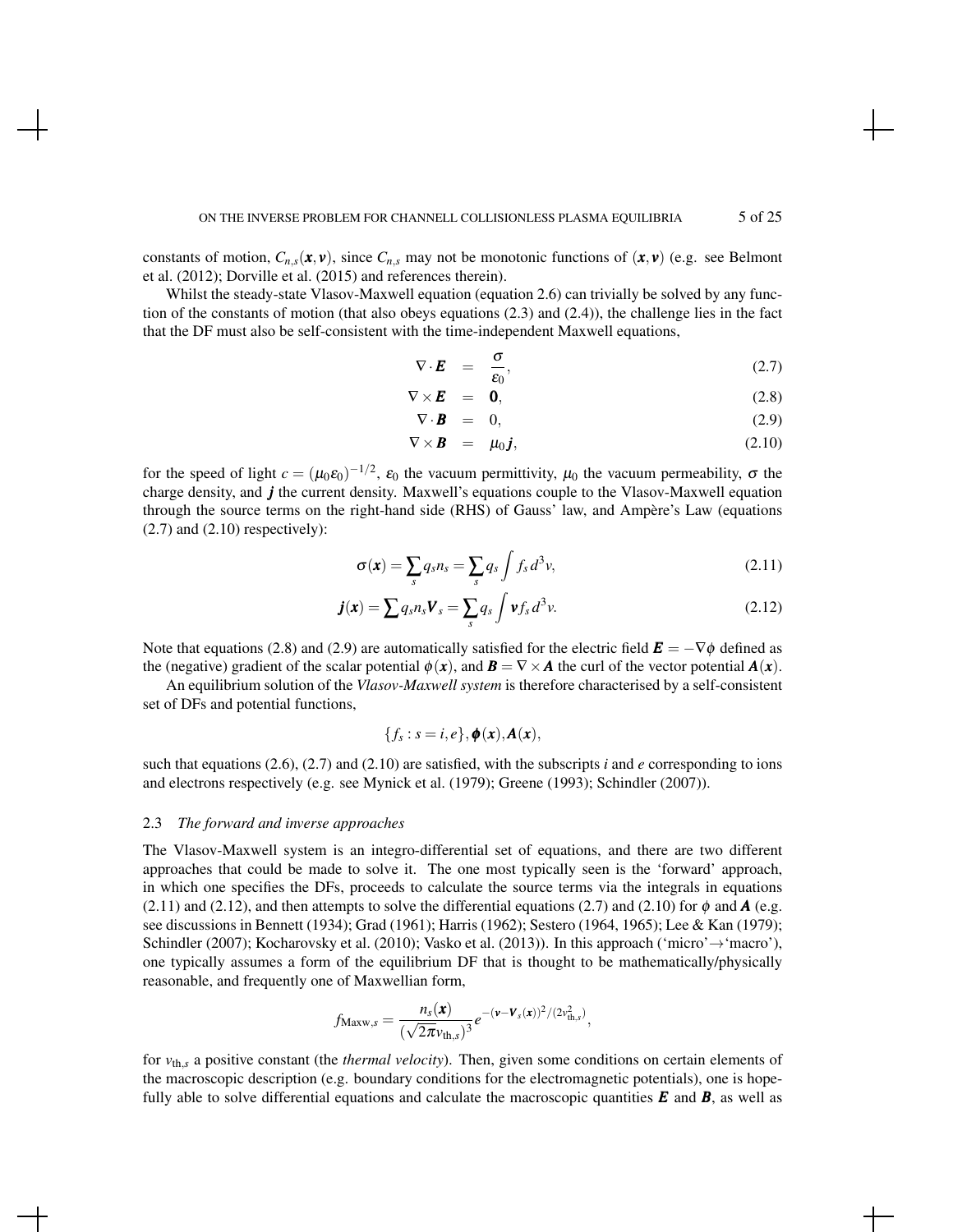constants of motion, $C_{n,s}(\boldsymbol{x},\boldsymbol{v})$, since $C_{n,s}$ may not be monotonic functions of $(\boldsymbol{x},\boldsymbol{v})$ (e.g. see Belmont et al. (2012); Dorville et al. (2015) and references therein).

Whilst the steady-state Vlasov-Maxwell equation (equation 2.6) can trivially be solved by any function of the constants of motion (that also obeys equations (2.3) and (2.4)), the challenge lies in the fact that the DF must also be self-consistent with the time-independent Maxwell equations,

$$\nabla\cdot\boldsymbol{E} = \frac{\sigma}{\varepsilon_0}, \tag{2.7}$$

$$\nabla\times\boldsymbol{E} = \boldsymbol{0}, \tag{2.8}$$

$$\nabla\cdot\boldsymbol{B} = 0, \tag{2.9}$$

$$\nabla\times\boldsymbol{B} = \mu_0\boldsymbol{j}, \tag{2.10}$$

for the speed of light $c=(\mu_0\varepsilon_0)^{-1/2}$, $\varepsilon_0$ the vacuum permittivity, $\mu_0$ the vacuum permeability, $\sigma$ the charge density, and $\boldsymbol{j}$ the current density. Maxwell's equations couple to the Vlasov-Maxwell equation through the source terms on the right-hand side (RHS) of Gauss' law, and Ampère's Law (equations (2.7) and (2.10) respectively):

$$\sigma(\boldsymbol{x}) = \sum_s q_s n_s = \sum_s q_s \int f_s\, d^3v, \tag{2.11}$$

$$\boldsymbol{j}(\boldsymbol{x}) = \sum q_s n_s \boldsymbol{V}_s = \sum_s q_s \int \boldsymbol{v} f_s\, d^3v. \tag{2.12}$$

Note that equations (2.8) and (2.9) are automatically satisfied for the electric field $\boldsymbol{E}=-\nabla\phi$ defined as the (negative) gradient of the scalar potential $\phi(\boldsymbol{x})$, and $\boldsymbol{B}=\nabla\times\boldsymbol{A}$ the curl of the vector potential $\boldsymbol{A}(\boldsymbol{x})$.

An equilibrium solution of the *Vlasov-Maxwell system* is therefore characterised by a self-consistent set of DFs and potential functions,

$$\{f_s : s=i,e\}, \boldsymbol{\phi}(\boldsymbol{x}), \boldsymbol{A}(\boldsymbol{x}),$$

such that equations (2.6), (2.7) and (2.10) are satisfied, with the subscripts $i$ and $e$ corresponding to ions and electrons respectively (e.g. see Mynick et al. (1979); Greene (1993); Schindler (2007)).

### 2.3 *The forward and inverse approaches*

The Vlasov-Maxwell system is an integro-differential set of equations, and there are two different approaches that could be made to solve it. The one most typically seen is the 'forward' approach, in which one specifies the DFs, proceeds to calculate the source terms via the integrals in equations (2.11) and (2.12), and then attempts to solve the differential equations (2.7) and (2.10) for $\phi$ and $\boldsymbol{A}$ (e.g. see discussions in Bennett (1934); Grad (1961); Harris (1962); Sestero (1964, 1965); Lee & Kan (1979); Schindler (2007); Kocharovsky et al. (2010); Vasko et al. (2013)). In this approach ('micro'→'macro'), one typically assumes a form of the equilibrium DF that is thought to be mathematically/physically reasonable, and frequently one of Maxwellian form,

$$f_{\mathrm{Maxw},s} = \frac{n_s(\boldsymbol{x})}{(\sqrt{2\pi}v_{\mathrm{th},s})^3} e^{-(\boldsymbol{v}-\boldsymbol{V}_s(\boldsymbol{x}))^2/(2v_{\mathrm{th},s}^2)},$$

for $v_{\mathrm{th},s}$ a positive constant (the *thermal velocity*). Then, given some conditions on certain elements of the macroscopic description (e.g. boundary conditions for the electromagnetic potentials), one is hopefully able to solve differential equations and calculate the macroscopic quantities $\boldsymbol{E}$ and $\boldsymbol{B}$, as well as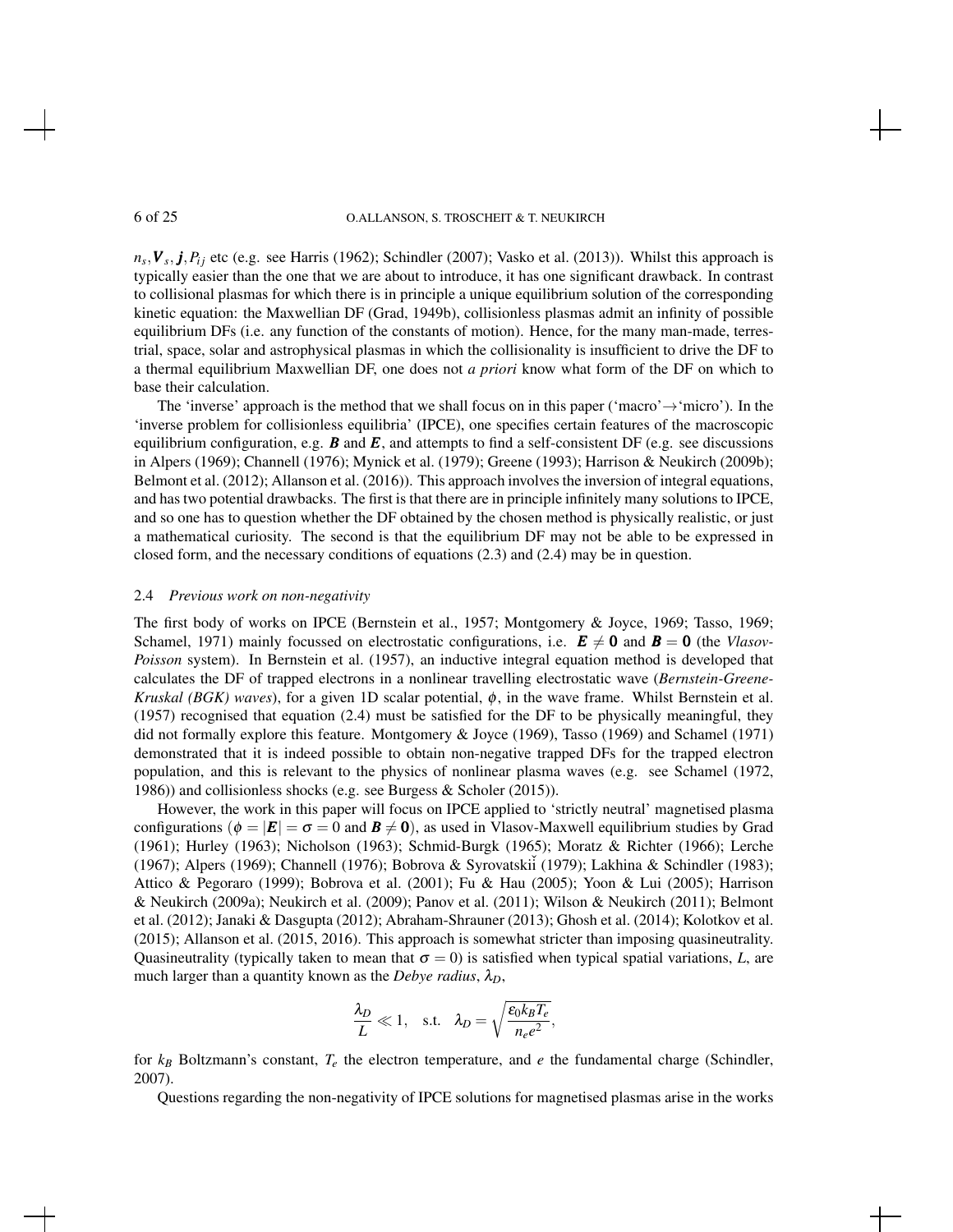$n_s, \boldsymbol{V}_s, \boldsymbol{j}, P_{ij}$ etc (e.g. see Harris (1962); Schindler (2007); Vasko et al. (2013)). Whilst this approach is typically easier than the one that we are about to introduce, it has one significant drawback. In contrast to collisional plasmas for which there is in principle a unique equilibrium solution of the corresponding kinetic equation: the Maxwellian DF (Grad, 1949b), collisionless plasmas admit an infinity of possible equilibrium DFs (i.e. any function of the constants of motion). Hence, for the many man-made, terrestrial, space, solar and astrophysical plasmas in which the collisionality is insufficient to drive the DF to a thermal equilibrium Maxwellian DF, one does not *a priori* know what form of the DF on which to base their calculation.

The 'inverse' approach is the method that we shall focus on in this paper ('macro'$\rightarrow$'micro'). In the 'inverse problem for collisionless equilibria' (IPCE), one specifies certain features of the macroscopic equilibrium configuration, e.g. $\boldsymbol{B}$ and $\boldsymbol{E}$, and attempts to find a self-consistent DF (e.g. see discussions in Alpers (1969); Channell (1976); Mynick et al. (1979); Greene (1993); Harrison & Neukirch (2009b); Belmont et al. (2012); Allanson et al. (2016)). This approach involves the inversion of integral equations, and has two potential drawbacks. The first is that there are in principle infinitely many solutions to IPCE, and so one has to question whether the DF obtained by the chosen method is physically realistic, or just a mathematical curiosity. The second is that the equilibrium DF may not be able to be expressed in closed form, and the necessary conditions of equations (2.3) and (2.4) may be in question.

### 2.4 *Previous work on non-negativity*

The first body of works on IPCE (Bernstein et al., 1957; Montgomery & Joyce, 1969; Tasso, 1969; Schamel, 1971) mainly focussed on electrostatic configurations, i.e. $\boldsymbol{E} \neq \boldsymbol{0}$ and $\boldsymbol{B} = \boldsymbol{0}$ (the *Vlasov-Poisson* system). In Bernstein et al. (1957), an inductive integral equation method is developed that calculates the DF of trapped electrons in a nonlinear travelling electrostatic wave (*Bernstein-Greene-Kruskal (BGK) waves*), for a given 1D scalar potential, $\phi$, in the wave frame. Whilst Bernstein et al. (1957) recognised that equation (2.4) must be satisfied for the DF to be physically meaningful, they did not formally explore this feature. Montgomery & Joyce (1969), Tasso (1969) and Schamel (1971) demonstrated that it is indeed possible to obtain non-negative trapped DFs for the trapped electron population, and this is relevant to the physics of nonlinear plasma waves (e.g. see Schamel (1972, 1986)) and collisionless shocks (e.g. see Burgess & Scholer (2015)).

However, the work in this paper will focus on IPCE applied to 'strictly neutral' magnetised plasma configurations ($\phi = |\boldsymbol{E}| = \sigma = 0$ and $\boldsymbol{B} \neq \boldsymbol{0}$), as used in Vlasov-Maxwell equilibrium studies by Grad (1961); Hurley (1963); Nicholson (1963); Schmid-Burgk (1965); Moratz & Richter (1966); Lerche (1967); Alpers (1969); Channell (1976); Bobrova & Syrovatskiǐ (1979); Lakhina & Schindler (1983); Attico & Pegoraro (1999); Bobrova et al. (2001); Fu & Hau (2005); Yoon & Lui (2005); Harrison & Neukirch (2009a); Neukirch et al. (2009); Panov et al. (2011); Wilson & Neukirch (2011); Belmont et al. (2012); Janaki & Dasgupta (2012); Abraham-Shrauner (2013); Ghosh et al. (2014); Kolotkov et al. (2015); Allanson et al. (2015, 2016). This approach is somewhat stricter than imposing quasineutrality. Quasineutrality (typically taken to mean that $\sigma = 0$) is satisfied when typical spatial variations, $L$, are much larger than a quantity known as the *Debye radius*, $\lambda_D$,

$$\frac{\lambda_D}{L} \ll 1, \quad \text{s.t.} \quad \lambda_D = \sqrt{\frac{\varepsilon_0 k_B T_e}{n_e e^2}},$$

for $k_B$ Boltzmann's constant, $T_e$ the electron temperature, and $e$ the fundamental charge (Schindler, 2007).

Questions regarding the non-negativity of IPCE solutions for magnetised plasmas arise in the works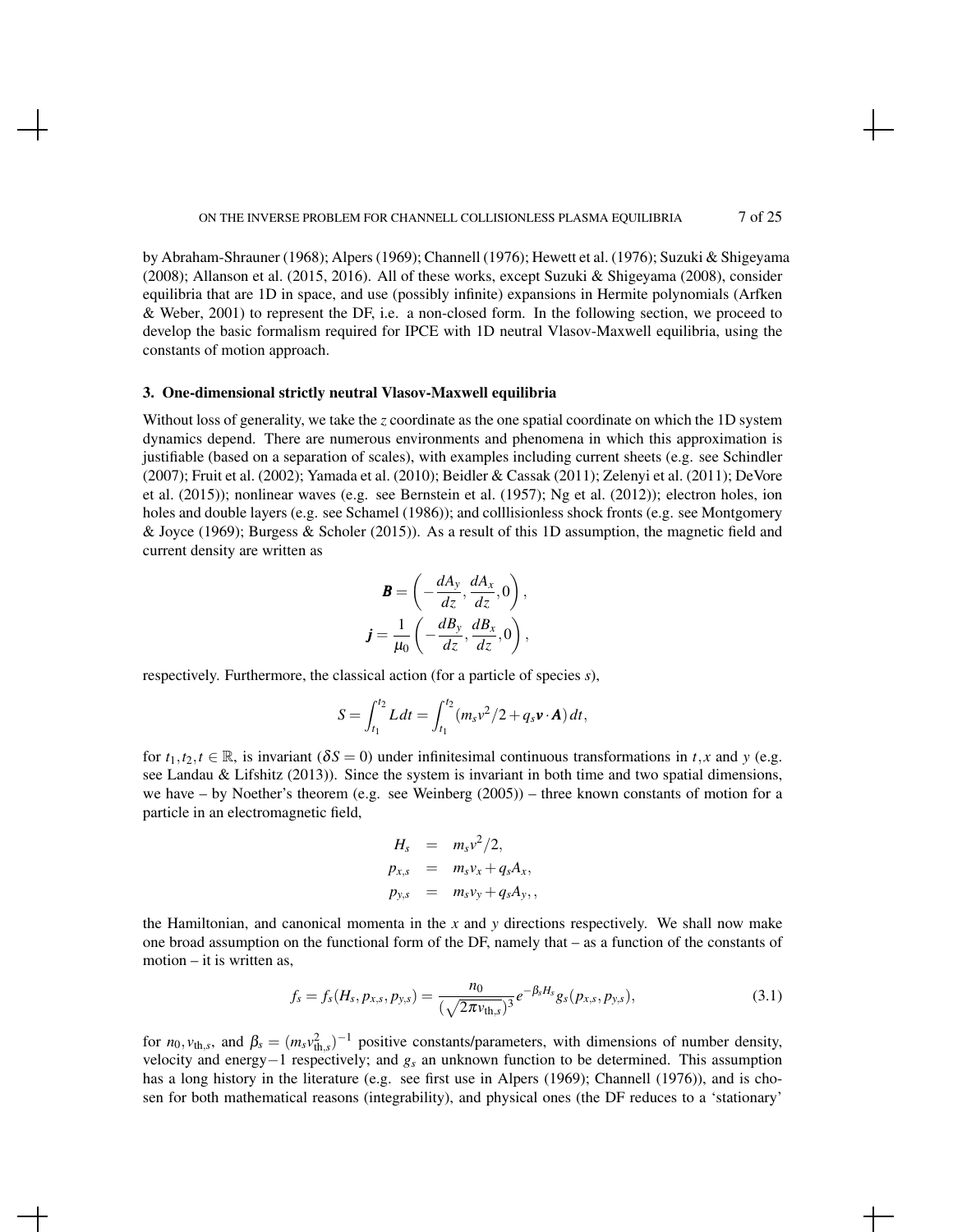by Abraham-Shrauner (1968); Alpers (1969); Channell (1976); Hewett et al. (1976); Suzuki & Shigeyama (2008); Allanson et al. (2015, 2016). All of these works, except Suzuki & Shigeyama (2008), consider equilibria that are 1D in space, and use (possibly infinite) expansions in Hermite polynomials (Arfken & Weber, 2001) to represent the DF, i.e. a non-closed form. In the following section, we proceed to develop the basic formalism required for IPCE with 1D neutral Vlasov-Maxwell equilibria, using the constants of motion approach.

### 3. One-dimensional strictly neutral Vlasov-Maxwell equilibria

Without loss of generality, we take the $z$ coordinate as the one spatial coordinate on which the 1D system dynamics depend. There are numerous environments and phenomena in which this approximation is justifiable (based on a separation of scales), with examples including current sheets (e.g. see Schindler (2007); Fruit et al. (2002); Yamada et al. (2010); Beidler & Cassak (2011); Zelenyi et al. (2011); DeVore et al. (2015)); nonlinear waves (e.g. see Bernstein et al. (1957); Ng et al. (2012)); electron holes, ion holes and double layers (e.g. see Schamel (1986)); and colllisionless shock fronts (e.g. see Montgomery & Joyce (1969); Burgess & Scholer (2015)). As a result of this 1D assumption, the magnetic field and current density are written as

$$\boldsymbol{B} = \left(-\frac{dA_y}{dz}, \frac{dA_x}{dz}, 0\right),$$
$$\boldsymbol{j} = \frac{1}{\mu_0}\left(-\frac{dB_y}{dz}, \frac{dB_x}{dz}, 0\right),$$

respectively. Furthermore, the classical action (for a particle of species $s$),

$$S = \int_{t_1}^{t_2} L\,dt = \int_{t_1}^{t_2} \left(m_s v^2/2 + q_s \boldsymbol{v}\cdot\boldsymbol{A}\right) dt,$$

for $t_1, t_2, t \in \mathbb{R}$, is invariant ($\delta S = 0$) under infinitesimal continuous transformations in $t, x$ and $y$ (e.g. see Landau & Lifshitz (2013)). Since the system is invariant in both time and two spatial dimensions, we have – by Noether's theorem (e.g. see Weinberg (2005)) – three known constants of motion for a particle in an electromagnetic field,

$$\begin{aligned} H_s &= m_s v^2/2, \\ p_{x,s} &= m_s v_x + q_s A_x, \\ p_{y,s} &= m_s v_y + q_s A_y,, \end{aligned}$$

the Hamiltonian, and canonical momenta in the $x$ and $y$ directions respectively. We shall now make one broad assumption on the functional form of the DF, namely that – as a function of the constants of motion – it is written as,

$$f_s = f_s(H_s, p_{x,s}, p_{y,s}) = \frac{n_0}{(\sqrt{2\pi} v_{\text{th},s})^3} e^{-\beta_s H_s} g_s(p_{x,s}, p_{y,s}), \tag{3.1}$$

for $n_0, v_{\text{th},s}$, and $\beta_s = (m_s v_{\text{th},s}^2)^{-1}$ positive constants/parameters, with dimensions of number density, velocity and energy$-1$ respectively; and $g_s$ an unknown function to be determined. This assumption has a long history in the literature (e.g. see first use in Alpers (1969); Channell (1976)), and is chosen for both mathematical reasons (integrability), and physical ones (the DF reduces to a 'stationary'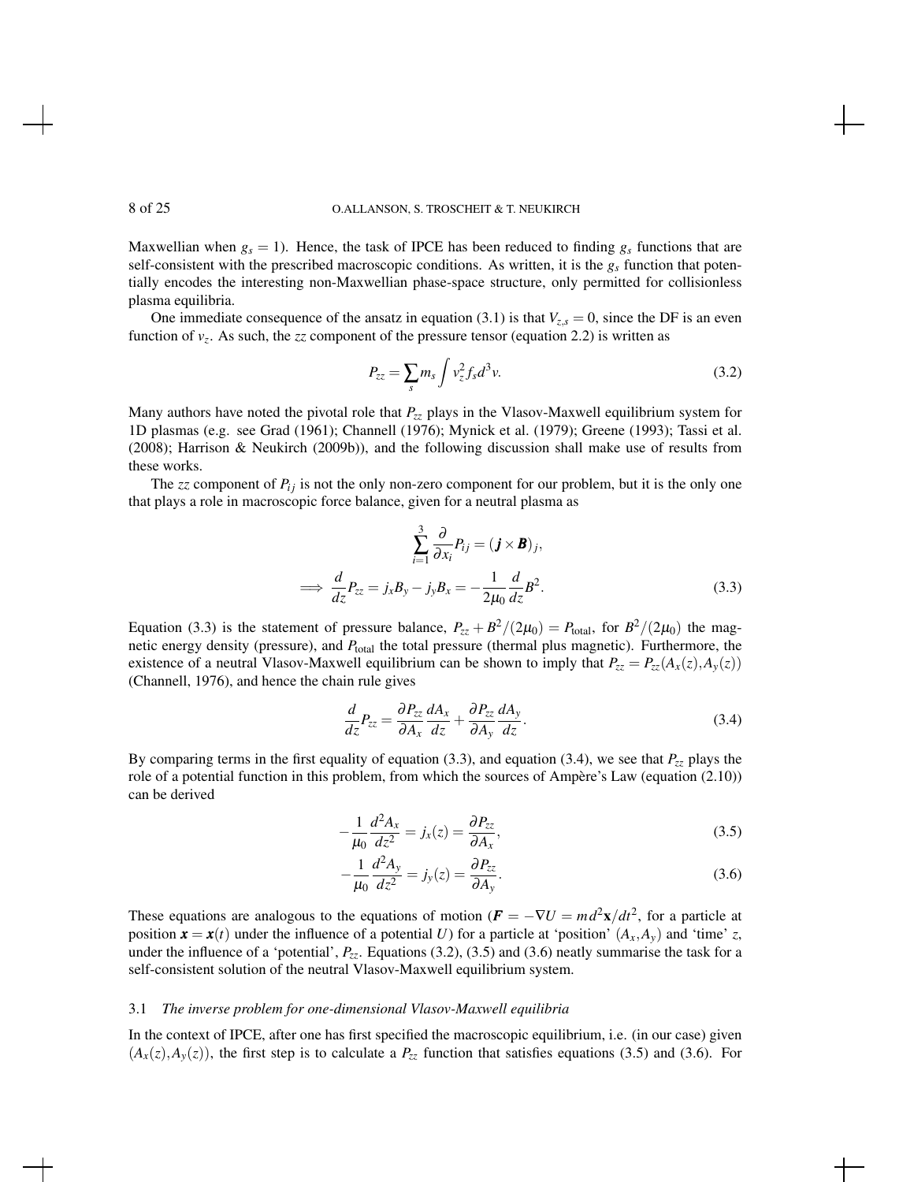Maxwellian when $g_s = 1$). Hence, the task of IPCE has been reduced to finding $g_s$ functions that are self-consistent with the prescribed macroscopic conditions. As written, it is the $g_s$ function that potentially encodes the interesting non-Maxwellian phase-space structure, only permitted for collisionless plasma equilibria.

One immediate consequence of the ansatz in equation (3.1) is that $V_{z,s} = 0$, since the DF is an even function of $v_z$. As such, the $zz$ component of the pressure tensor (equation 2.2) is written as

$$P_{zz} = \sum_s m_s \int v_z^2 f_s d^3v. \tag{3.2}$$

Many authors have noted the pivotal role that $P_{zz}$ plays in the Vlasov-Maxwell equilibrium system for 1D plasmas (e.g. see Grad (1961); Channell (1976); Mynick et al. (1979); Greene (1993); Tassi et al. (2008); Harrison & Neukirch (2009b)), and the following discussion shall make use of results from these works.

The $zz$ component of $P_{ij}$ is not the only non-zero component for our problem, but it is the only one that plays a role in macroscopic force balance, given for a neutral plasma as

$$\sum_{i=1}^{3} \frac{\partial}{\partial x_i} P_{ij} = (\boldsymbol{j} \times \boldsymbol{B})_j,$$
$$\implies \frac{d}{dz} P_{zz} = j_x B_y - j_y B_x = -\frac{1}{2\mu_0} \frac{d}{dz} B^2. \tag{3.3}$$

Equation (3.3) is the statement of pressure balance, $P_{zz} + B^2/(2\mu_0) = P_{\text{total}}$, for $B^2/(2\mu_0)$ the magnetic energy density (pressure), and $P_{\text{total}}$ the total pressure (thermal plus magnetic). Furthermore, the existence of a neutral Vlasov-Maxwell equilibrium can be shown to imply that $P_{zz} = P_{zz}(A_x(z), A_y(z))$ (Channell, 1976), and hence the chain rule gives

$$\frac{d}{dz} P_{zz} = \frac{\partial P_{zz}}{\partial A_x} \frac{dA_x}{dz} + \frac{\partial P_{zz}}{\partial A_y} \frac{dA_y}{dz}. \tag{3.4}$$

By comparing terms in the first equality of equation (3.3), and equation (3.4), we see that $P_{zz}$ plays the role of a potential function in this problem, from which the sources of Ampère's Law (equation (2.10)) can be derived

$$-\frac{1}{\mu_0} \frac{d^2 A_x}{dz^2} = j_x(z) = \frac{\partial P_{zz}}{\partial A_x}, \tag{3.5}$$

$$-\frac{1}{\mu_0} \frac{d^2 A_y}{dz^2} = j_y(z) = \frac{\partial P_{zz}}{\partial A_y}. \tag{3.6}$$

These equations are analogous to the equations of motion ($\boldsymbol{F} = -\nabla U = m d^2\mathbf{x}/dt^2$, for a particle at position $\boldsymbol{x} = \boldsymbol{x}(t)$ under the influence of a potential $U$) for a particle at 'position' $(A_x, A_y)$ and 'time' $z$, under the influence of a 'potential', $P_{zz}$. Equations (3.2), (3.5) and (3.6) neatly summarise the task for a self-consistent solution of the neutral Vlasov-Maxwell equilibrium system.

### 3.1 *The inverse problem for one-dimensional Vlasov-Maxwell equilibria*

In the context of IPCE, after one has first specified the macroscopic equilibrium, i.e. (in our case) given $(A_x(z), A_y(z))$, the first step is to calculate a $P_{zz}$ function that satisfies equations (3.5) and (3.6). For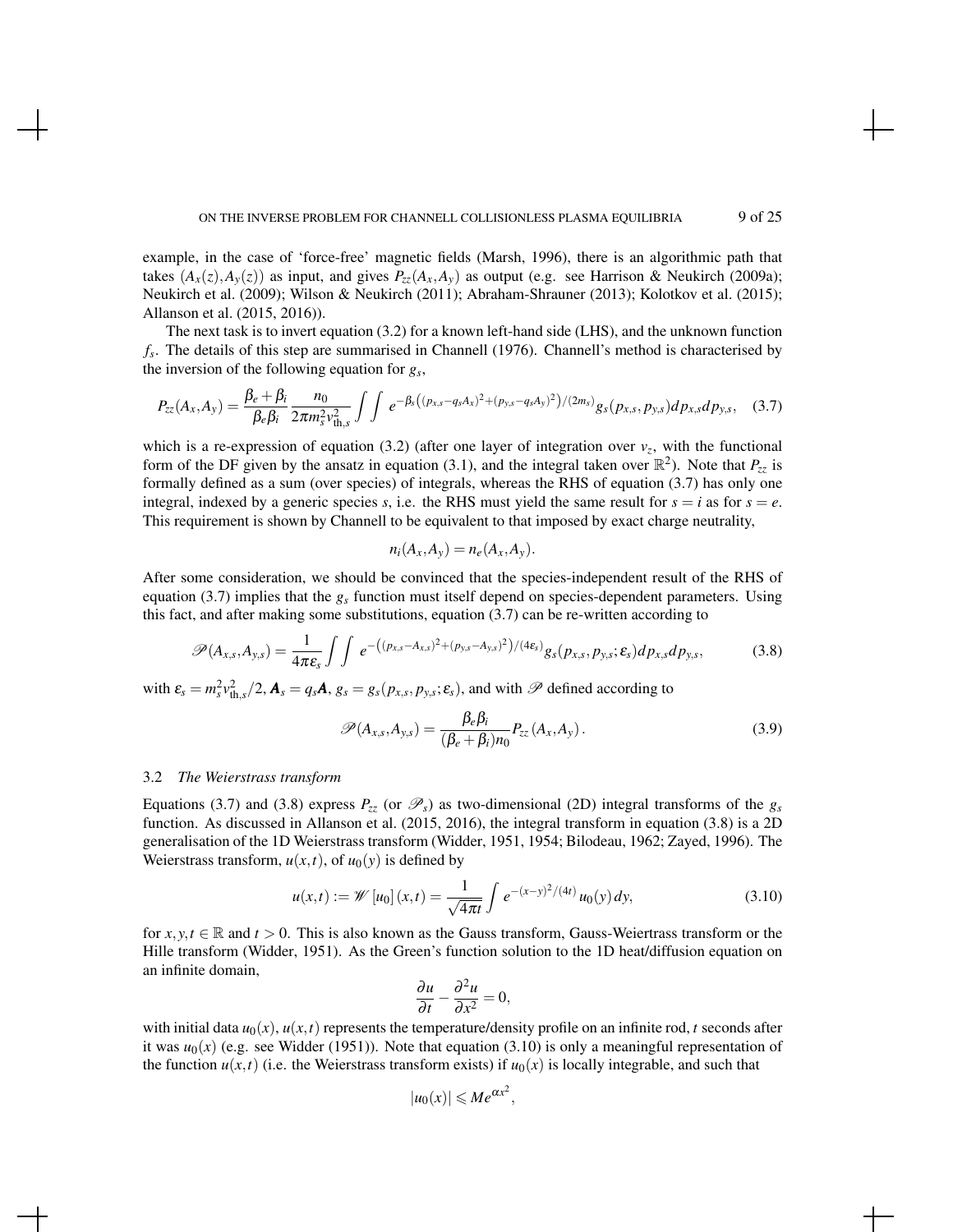example, in the case of 'force-free' magnetic fields (Marsh, 1996), there is an algorithmic path that takes $(A_x(z), A_y(z))$ as input, and gives $P_{zz}(A_x, A_y)$ as output (e.g. see Harrison & Neukirch (2009a); Neukirch et al. (2009); Wilson & Neukirch (2011); Abraham-Shrauner (2013); Kolotkov et al. (2015); Allanson et al. (2015, 2016)).

The next task is to invert equation (3.2) for a known left-hand side (LHS), and the unknown function $f_s$. The details of this step are summarised in Channell (1976). Channell's method is characterised by the inversion of the following equation for $g_s$,

$$P_{zz}(A_x, A_y) = \frac{\beta_e + \beta_i}{\beta_e \beta_i} \frac{n_0}{2\pi m_s^2 v_{\mathrm{th},s}^2} \int \int e^{-\beta_s\left((p_{x,s} - q_s A_x)^2 + (p_{y,s} - q_s A_y)^2\right)/(2m_s)} g_s(p_{x,s}, p_{y,s}) dp_{x,s} dp_{y,s}, \quad (3.7)$$

which is a re-expression of equation (3.2) (after one layer of integration over $v_z$, with the functional form of the DF given by the ansatz in equation (3.1), and the integral taken over $\mathbb{R}^2$). Note that $P_{zz}$ is formally defined as a sum (over species) of integrals, whereas the RHS of equation (3.7) has only one integral, indexed by a generic species $s$, i.e. the RHS must yield the same result for $s = i$ as for $s = e$. This requirement is shown by Channell to be equivalent to that imposed by exact charge neutrality,

$$n_i(A_x, A_y) = n_e(A_x, A_y).$$

After some consideration, we should be convinced that the species-independent result of the RHS of equation (3.7) implies that the $g_s$ function must itself depend on species-dependent parameters. Using this fact, and after making some substitutions, equation (3.7) can be re-written according to

$$\mathscr{P}(A_{x,s}, A_{y,s}) = \frac{1}{4\pi\varepsilon_s} \int \int e^{-\left((p_{x,s} - A_{x,s})^2 + (p_{y,s} - A_{y,s})^2\right)/(4\varepsilon_s)} g_s(p_{x,s}, p_{y,s}; \varepsilon_s) dp_{x,s} dp_{y,s}, \quad (3.8)$$

with $\varepsilon_s = m_s^2 v_{\mathrm{th},s}^2/2$, $\boldsymbol{A}_s = q_s \boldsymbol{A}$, $g_s = g_s(p_{x,s}, p_{y,s}; \varepsilon_s)$, and with $\mathscr{P}$ defined according to

$$\mathscr{P}(A_{x,s}, A_{y,s}) = \frac{\beta_e \beta_i}{(\beta_e + \beta_i) n_0} P_{zz}(A_x, A_y). \quad (3.9)$$

### 3.2 *The Weierstrass transform*

Equations (3.7) and (3.8) express $P_{zz}$ (or $\mathscr{P}_s$) as two-dimensional (2D) integral transforms of the $g_s$ function. As discussed in Allanson et al. (2015, 2016), the integral transform in equation (3.8) is a 2D generalisation of the 1D Weierstrass transform (Widder, 1951, 1954; Bilodeau, 1962; Zayed, 1996). The Weierstrass transform, $u(x,t)$, of $u_0(y)$ is defined by

$$u(x,t) := \mathscr{W}[u_0](x,t) = \frac{1}{\sqrt{4\pi t}} \int e^{-(x-y)^2/(4t)} u_0(y) dy, \quad (3.10)$$

for $x, y, t \in \mathbb{R}$ and $t > 0$. This is also known as the Gauss transform, Gauss-Weiertrass transform or the Hille transform (Widder, 1951). As the Green's function solution to the 1D heat/diffusion equation on an infinite domain,

$$\frac{\partial u}{\partial t} - \frac{\partial^2 u}{\partial x^2} = 0,$$

with initial data $u_0(x)$, $u(x,t)$ represents the temperature/density profile on an infinite rod, $t$ seconds after it was $u_0(x)$ (e.g. see Widder (1951)). Note that equation (3.10) is only a meaningful representation of the function $u(x,t)$ (i.e. the Weierstrass transform exists) if $u_0(x)$ is locally integrable, and such that

$$|u_0(x)| \leqslant M e^{\alpha x^2},$$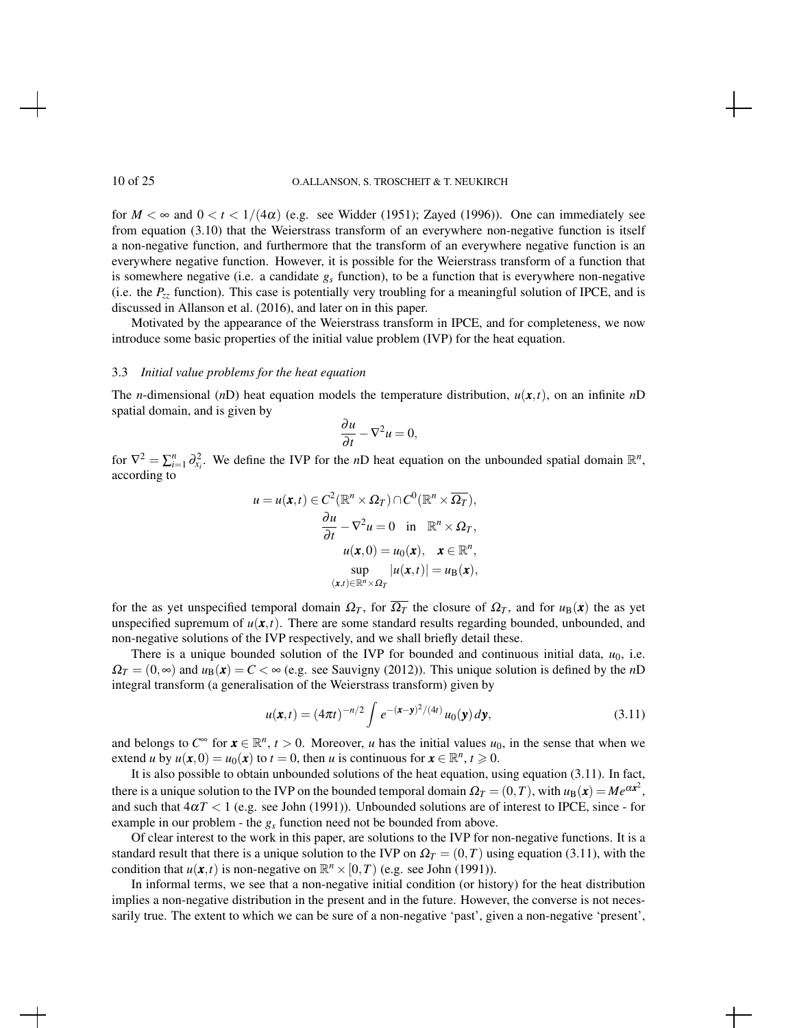for $M < \infty$ and $0 < t < 1/(4\alpha)$ (e.g. see Widder (1951); Zayed (1996)). One can immediately see from equation (3.10) that the Weierstrass transform of an everywhere non-negative function is itself a non-negative function, and furthermore that the transform of an everywhere negative function is an everywhere negative function. However, it is possible for the Weierstrass transform of a function that is somewhere negative (i.e. a candidate $g_s$ function), to be a function that is everywhere non-negative (i.e. the $P_{zz}$ function). This case is potentially very troubling for a meaningful solution of IPCE, and is discussed in Allanson et al. (2016), and later on in this paper.

Motivated by the appearance of the Weierstrass transform in IPCE, and for completeness, we now introduce some basic properties of the initial value problem (IVP) for the heat equation.

### 3.3 *Initial value problems for the heat equation*

The $n$-dimensional ($n$D) heat equation models the temperature distribution, $u(\boldsymbol{x},t)$, on an infinite $n$D spatial domain, and is given by

$$\frac{\partial u}{\partial t} - \nabla^2 u = 0,$$

for $\nabla^2 = \sum_{i=1}^{n} \partial_{x_i}^2$. We define the IVP for the $n$D heat equation on the unbounded spatial domain $\mathbb{R}^n$, according to

$$\begin{aligned}
u = u(\boldsymbol{x},t) &\in C^2(\mathbb{R}^n \times \Omega_T) \cap C^0(\mathbb{R}^n \times \overline{\Omega_T}), \\
\frac{\partial u}{\partial t} - \nabla^2 u &= 0 \quad \text{in} \quad \mathbb{R}^n \times \Omega_T, \\
u(\boldsymbol{x},0) &= u_0(\boldsymbol{x}), \quad \boldsymbol{x} \in \mathbb{R}^n, \\
\sup_{(\boldsymbol{x},t)\in\mathbb{R}^n\times\Omega_T} |u(\boldsymbol{x},t)| &= u_{\mathrm{B}}(\boldsymbol{x}),
\end{aligned}$$

for the as yet unspecified temporal domain $\Omega_T$, for $\overline{\Omega_T}$ the closure of $\Omega_T$, and for $u_{\mathrm{B}}(\boldsymbol{x})$ the as yet unspecified supremum of $u(\boldsymbol{x},t)$. There are some standard results regarding bounded, unbounded, and non-negative solutions of the IVP respectively, and we shall briefly detail these.

There is a unique bounded solution of the IVP for bounded and continuous initial data, $u_0$, i.e. $\Omega_T = (0,\infty)$ and $u_{\mathrm{B}}(\boldsymbol{x}) = C < \infty$ (e.g. see Sauvigny (2012)). This unique solution is defined by the $n$D integral transform (a generalisation of the Weierstrass transform) given by

$$u(\boldsymbol{x},t) = (4\pi t)^{-n/2} \int e^{-(\boldsymbol{x}-\boldsymbol{y})^2/(4t)} u_0(\boldsymbol{y})\, d\boldsymbol{y}, \tag{3.11}$$

and belongs to $C^\infty$ for $\boldsymbol{x} \in \mathbb{R}^n$, $t > 0$. Moreover, $u$ has the initial values $u_0$, in the sense that when we extend $u$ by $u(\boldsymbol{x},0) = u_0(\boldsymbol{x})$ to $t = 0$, then $u$ is continuous for $\boldsymbol{x} \in \mathbb{R}^n$, $t \geqslant 0$.

It is also possible to obtain unbounded solutions of the heat equation, using equation (3.11). In fact, there is a unique solution to the IVP on the bounded temporal domain $\Omega_T = (0,T)$, with $u_{\mathrm{B}}(\boldsymbol{x}) = Me^{\alpha \boldsymbol{x}^2}$, and such that $4\alpha T < 1$ (e.g. see John (1991)). Unbounded solutions are of interest to IPCE, since - for example in our problem - the $g_s$ function need not be bounded from above.

Of clear interest to the work in this paper, are solutions to the IVP for non-negative functions. It is a standard result that there is a unique solution to the IVP on $\Omega_T = (0,T)$ using equation (3.11), with the condition that $u(\boldsymbol{x},t)$ is non-negative on $\mathbb{R}^n \times [0,T)$ (e.g. see John (1991)).

In informal terms, we see that a non-negative initial condition (or history) for the heat distribution implies a non-negative distribution in the present and in the future. However, the converse is not necessarily true. The extent to which we can be sure of a non-negative 'past', given a non-negative 'present',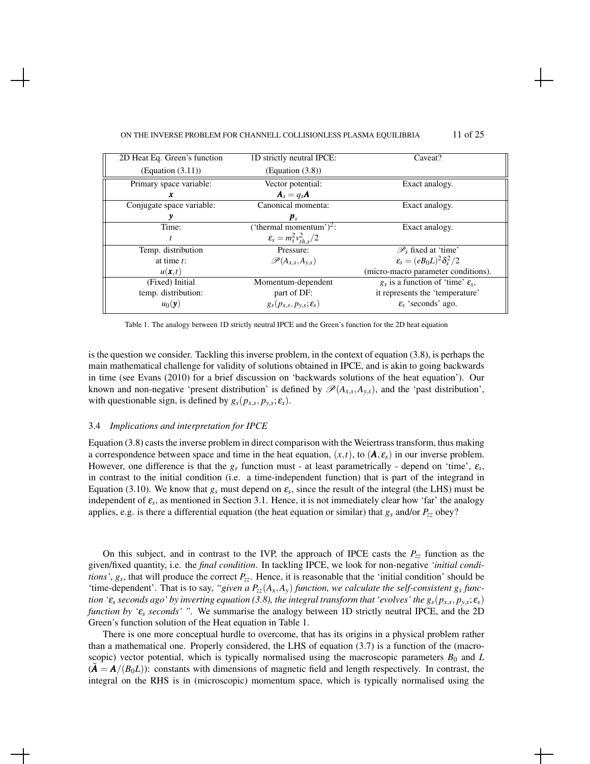| 2D Heat Eq. Green's function (Equation (3.11)) | 1D strictly neutral IPCE: (Equation (3.8)) | Caveat? |
|---|---|---|
| Primary space variable: $\boldsymbol{x}$ | Vector potential: $\boldsymbol{A}_s = q_s\boldsymbol{A}$ | Exact analogy. |
| Conjugate space variable: $\boldsymbol{y}$ | Canonical momenta: $\boldsymbol{p}_s$ | Exact analogy. |
| Time: $t$ | ('thermal momentum')$^2$: $\varepsilon_s = m_s^2 v_{th,s}^2/2$ | Exact analogy. |
| Temp. distribution at time $t$: $u(\boldsymbol{x},t)$ | Pressure: $\mathscr{P}(A_{x,s}, A_{y,s})$ | $\mathscr{P}_s$ fixed at 'time' $\varepsilon_s = (eB_0L)^2\delta_s^2/2$ (micro-macro parameter conditions). |
| (Fixed) Initial temp. distribution: $u_0(\boldsymbol{y})$ | Momentum-dependent part of DF: $g_s(p_{x,s}, p_{y,s}; \varepsilon_s)$ | $g_s$ is a function of 'time' $\varepsilon_s$, it represents the 'temperature' $\varepsilon_s$ 'seconds' ago. |

Table 1. The analogy between 1D strictly neutral IPCE and the Green's function for the 2D heat equation

is the question we consider. Tackling this inverse problem, in the context of equation (3.8), is perhaps the main mathematical challenge for validity of solutions obtained in IPCE, and is akin to going backwards in time (see Evans (2010) for a brief discussion on 'backwards solutions of the heat equation'). Our known and non-negative 'present distribution' is defined by $\mathscr{P}(A_{x,s}, A_{y,s})$, and the 'past distribution', with questionable sign, is defined by $g_s(p_{x,s}, p_{y,s}; \varepsilon_s)$.

### 3.4 *Implications and interpretation for IPCE*

Equation (3.8) casts the inverse problem in direct comparison with the Weierstrass transform, thus making a correspondence between space and time in the heat equation, $(x,t)$, to $(\boldsymbol{A}, \varepsilon_s)$ in our inverse problem. However, one difference is that the $g_s$ function must - at least parametrically - depend on 'time', $\varepsilon_s$, in contrast to the initial condition (i.e. a time-independent function) that is part of the integrand in Equation (3.10). We know that $g_s$ must depend on $\varepsilon_s$, since the result of the integral (the LHS) must be independent of $\varepsilon_s$, as mentioned in Section 3.1. Hence, it is not immediately clear how 'far' the analogy applies, e.g. is there a differential equation (the heat equation or similar) that $g_s$ and/or $P_{zz}$ obey?

On this subject, and in contrast to the IVP, the approach of IPCE casts the $P_{zz}$ function as the given/fixed quantity, i.e. the *final condition*. In tackling IPCE, we look for non-negative *'initial conditions'*, $g_s$, that will produce the correct $P_{zz}$. Hence, it is reasonable that the 'initial condition' should be 'time-dependent'. That is to say, *"given a $P_{zz}(A_x, A_y)$ function, we calculate the self-consistent $g_s$ function '$\varepsilon_s$ seconds ago' by inverting equation (3.8), the integral transform that 'evolves' the $g_s(p_{x,s}, p_{y,s}; \varepsilon_s)$ function by '$\varepsilon_s$ seconds' "*. We summarise the analogy between 1D strictly neutral IPCE, and the 2D Green's function solution of the Heat equation in Table 1.

There is one more conceptual hurdle to overcome, that has its origins in a physical problem rather than a mathematical one. Properly considered, the LHS of equation (3.7) is a function of the (macroscopic) vector potential, which is typically normalised using the macroscopic parameters $B_0$ and $L$ ($\tilde{\boldsymbol{A}} = \boldsymbol{A}/(B_0L)$): constants with dimensions of magnetic field and length respectively. In contrast, the integral on the RHS is in (microscopic) momentum space, which is typically normalised using the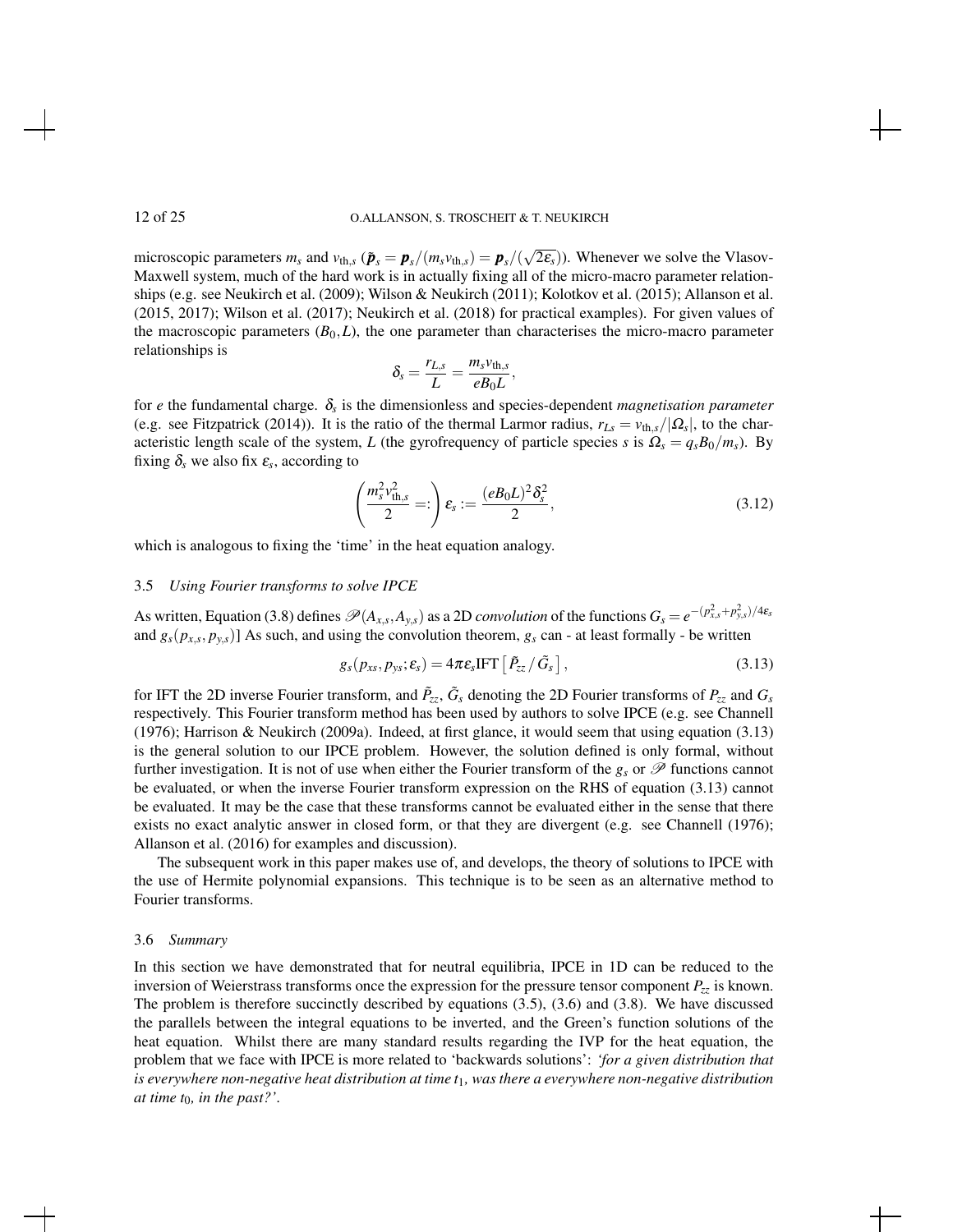microscopic parameters $m_s$ and $v_{\text{th},s}$ ($\tilde{\boldsymbol{p}}_s = \boldsymbol{p}_s/(m_s v_{\text{th},s}) = \boldsymbol{p}_s/(\sqrt{2\varepsilon_s})$). Whenever we solve the Vlasov-Maxwell system, much of the hard work is in actually fixing all of the micro-macro parameter relationships (e.g. see Neukirch et al. (2009); Wilson & Neukirch (2011); Kolotkov et al. (2015); Allanson et al. (2015, 2017); Wilson et al. (2017); Neukirch et al. (2018) for practical examples). For given values of the macroscopic parameters $(B_0, L)$, the one parameter than characterises the micro-macro parameter relationships is

$$\delta_s = \frac{r_{L,s}}{L} = \frac{m_s v_{\text{th},s}}{eB_0 L},$$

for $e$ the fundamental charge. $\delta_s$ is the dimensionless and species-dependent *magnetisation parameter* (e.g. see Fitzpatrick (2014)). It is the ratio of the thermal Larmor radius, $r_{Ls} = v_{\text{th},s}/|\Omega_s|$, to the characteristic length scale of the system, $L$ (the gyrofrequency of particle species $s$ is $\Omega_s = q_s B_0/m_s$). By fixing $\delta_s$ we also fix $\varepsilon_s$, according to

$$\left(\frac{m_s^2 v_{\text{th},s}^2}{2} =:\right) \varepsilon_s := \frac{(eB_0L)^2 \delta_s^2}{2}, \tag{3.12}$$

which is analogous to fixing the 'time' in the heat equation analogy.

### 3.5 *Using Fourier transforms to solve IPCE*

As written, Equation (3.8) defines $\mathscr{P}(A_{x,s}, A_{y,s})$ as a 2D *convolution* of the functions $G_s = e^{-(p_{x,s}^2 + p_{y,s}^2)/4\varepsilon_s}$ and $g_s(p_{x,s}, p_{y,s})$] As such, and using the convolution theorem, $g_s$ can - at least formally - be written

$$g_s(p_{xs}, p_{ys}; \varepsilon_s) = 4\pi\varepsilon_s \text{IFT}\left[\tilde{P}_{zz} / \tilde{G}_s\right], \tag{3.13}$$

for IFT the 2D inverse Fourier transform, and $\tilde{P}_{zz}$, $\tilde{G}_s$ denoting the 2D Fourier transforms of $P_{zz}$ and $G_s$ respectively. This Fourier transform method has been used by authors to solve IPCE (e.g. see Channell (1976); Harrison & Neukirch (2009a). Indeed, at first glance, it would seem that using equation (3.13) is the general solution to our IPCE problem. However, the solution defined is only formal, without further investigation. It is not of use when either the Fourier transform of the $g_s$ or $\mathscr{P}$ functions cannot be evaluated, or when the inverse Fourier transform expression on the RHS of equation (3.13) cannot be evaluated. It may be the case that these transforms cannot be evaluated either in the sense that there exists no exact analytic answer in closed form, or that they are divergent (e.g. see Channell (1976); Allanson et al. (2016) for examples and discussion).

The subsequent work in this paper makes use of, and develops, the theory of solutions to IPCE with the use of Hermite polynomial expansions. This technique is to be seen as an alternative method to Fourier transforms.

### 3.6 *Summary*

In this section we have demonstrated that for neutral equilibria, IPCE in 1D can be reduced to the inversion of Weierstrass transforms once the expression for the pressure tensor component $P_{zz}$ is known. The problem is therefore succinctly described by equations (3.5), (3.6) and (3.8). We have discussed the parallels between the integral equations to be inverted, and the Green's function solutions of the heat equation. Whilst there are many standard results regarding the IVP for the heat equation, the problem that we face with IPCE is more related to 'backwards solutions': *'for a given distribution that is everywhere non-negative heat distribution at time $t_1$, was there a everywhere non-negative distribution at time $t_0$, in the past?'*.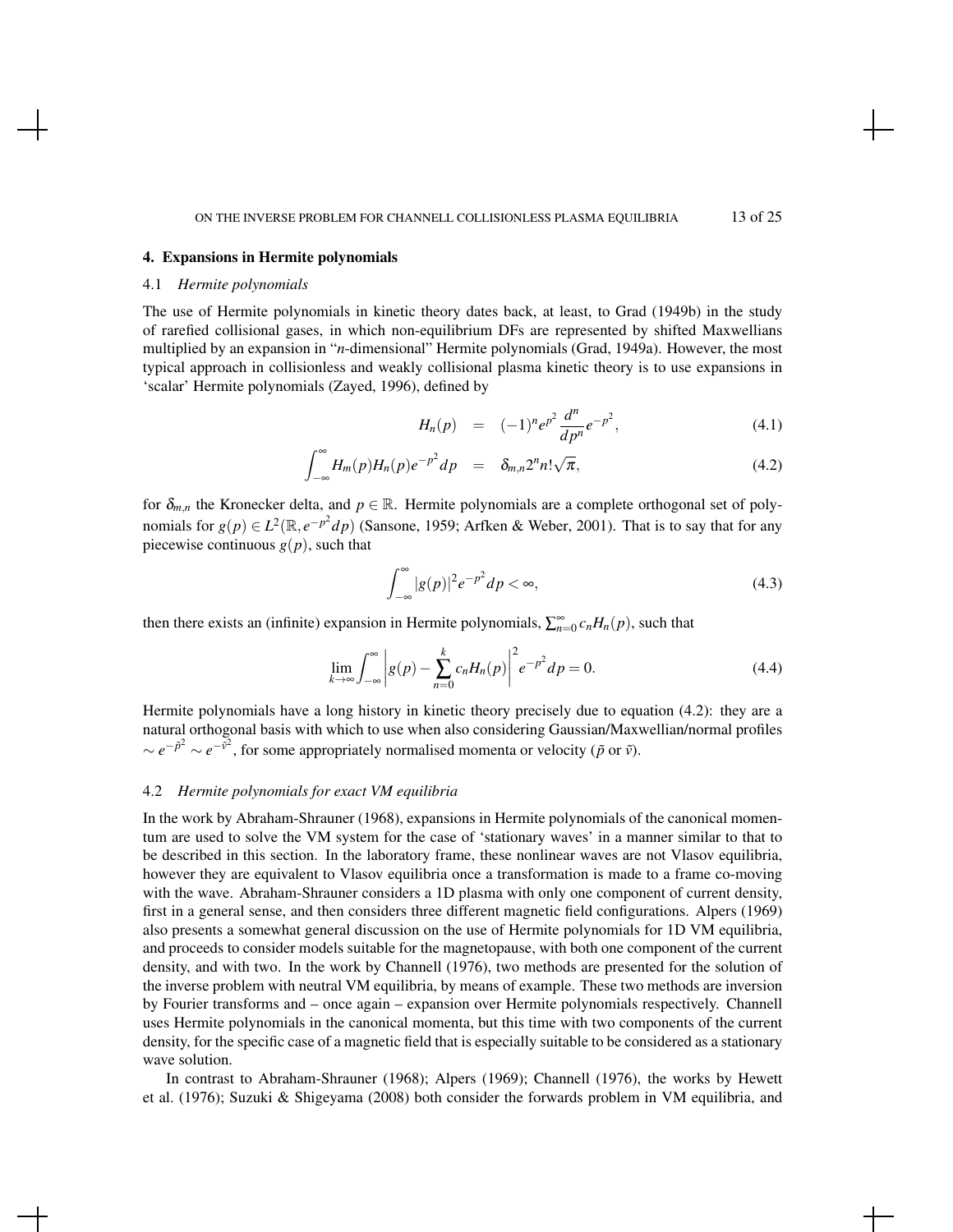## 4. Expansions in Hermite polynomials

### 4.1 *Hermite polynomials*

The use of Hermite polynomials in kinetic theory dates back, at least, to Grad (1949b) in the study of rarefied collisional gases, in which non-equilibrium DFs are represented by shifted Maxwellians multiplied by an expansion in "$n$-dimensional" Hermite polynomials (Grad, 1949a). However, the most typical approach in collisionless and weakly collisional plasma kinetic theory is to use expansions in 'scalar' Hermite polynomials (Zayed, 1996), defined by

$$H_n(p) = (-1)^n e^{p^2} \frac{d^n}{dp^n} e^{-p^2}, \tag{4.1}$$

$$\int_{-\infty}^{\infty} H_m(p) H_n(p) e^{-p^2} dp = \delta_{m,n} 2^n n! \sqrt{\pi}, \tag{4.2}$$

for $\delta_{m,n}$ the Kronecker delta, and $p \in \mathbb{R}$. Hermite polynomials are a complete orthogonal set of polynomials for $g(p) \in L^2(\mathbb{R}, e^{-p^2} dp)$ (Sansone, 1959; Arfken & Weber, 2001). That is to say that for any piecewise continuous $g(p)$, such that

$$\int_{-\infty}^{\infty} |g(p)|^2 e^{-p^2} dp < \infty, \tag{4.3}$$

then there exists an (infinite) expansion in Hermite polynomials, $\sum_{n=0}^{\infty} c_n H_n(p)$, such that

$$\lim_{k \to \infty} \int_{-\infty}^{\infty} \left| g(p) - \sum_{n=0}^{k} c_n H_n(p) \right|^2 e^{-p^2} dp = 0. \tag{4.4}$$

Hermite polynomials have a long history in kinetic theory precisely due to equation (4.2): they are a natural orthogonal basis with which to use when also considering Gaussian/Maxwellian/normal profiles $\sim e^{-\tilde{p}^2} \sim e^{-\tilde{v}^2}$, for some appropriately normalised momenta or velocity ($\tilde{p}$ or $\tilde{v}$).

### 4.2 *Hermite polynomials for exact VM equilibria*

In the work by Abraham-Shrauner (1968), expansions in Hermite polynomials of the canonical momentum are used to solve the VM system for the case of 'stationary waves' in a manner similar to that to be described in this section. In the laboratory frame, these nonlinear waves are not Vlasov equilibria, however they are equivalent to Vlasov equilibria once a transformation is made to a frame co-moving with the wave. Abraham-Shrauner considers a 1D plasma with only one component of current density, first in a general sense, and then considers three different magnetic field configurations. Alpers (1969) also presents a somewhat general discussion on the use of Hermite polynomials for 1D VM equilibria, and proceeds to consider models suitable for the magnetopause, with both one component of the current density, and with two. In the work by Channell (1976), two methods are presented for the solution of the inverse problem with neutral VM equilibria, by means of example. These two methods are inversion by Fourier transforms and – once again – expansion over Hermite polynomials respectively. Channell uses Hermite polynomials in the canonical momenta, but this time with two components of the current density, for the specific case of a magnetic field that is especially suitable to be considered as a stationary wave solution.

In contrast to Abraham-Shrauner (1968); Alpers (1969); Channell (1976), the works by Hewett et al. (1976); Suzuki & Shigeyama (2008) both consider the forwards problem in VM equilibria, and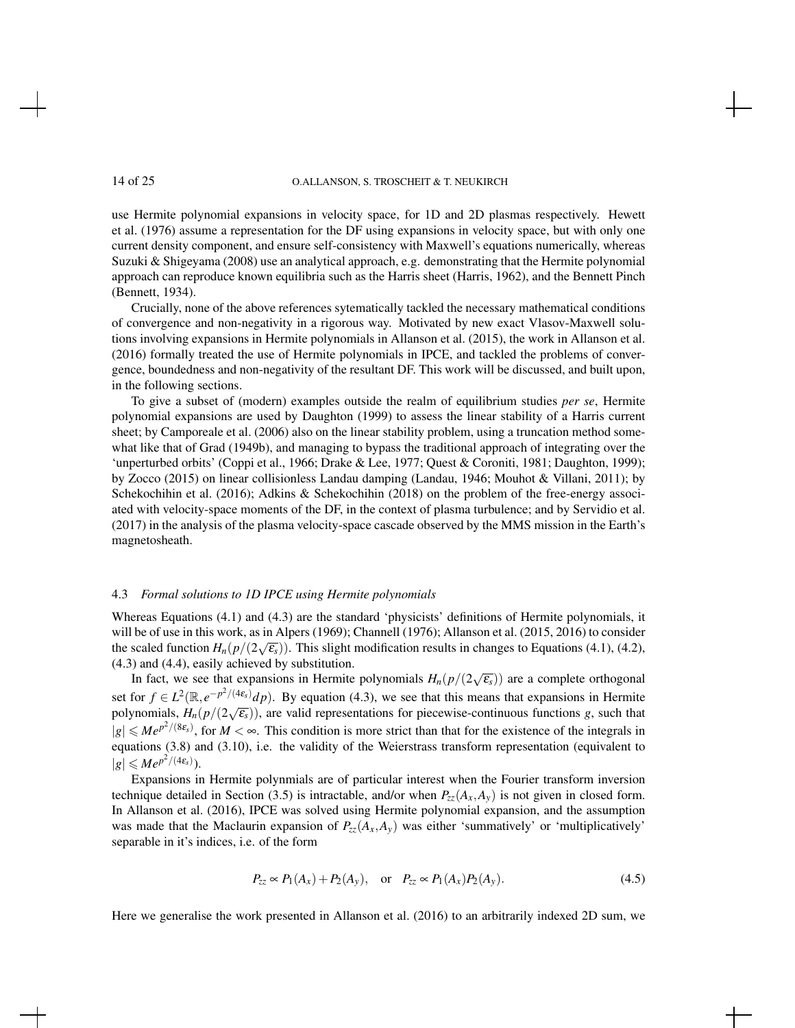use Hermite polynomial expansions in velocity space, for 1D and 2D plasmas respectively. Hewett et al. (1976) assume a representation for the DF using expansions in velocity space, but with only one current density component, and ensure self-consistency with Maxwell's equations numerically, whereas Suzuki & Shigeyama (2008) use an analytical approach, e.g. demonstrating that the Hermite polynomial approach can reproduce known equilibria such as the Harris sheet (Harris, 1962), and the Bennett Pinch (Bennett, 1934).

Crucially, none of the above references sytematically tackled the necessary mathematical conditions of convergence and non-negativity in a rigorous way. Motivated by new exact Vlasov-Maxwell solutions involving expansions in Hermite polynomials in Allanson et al. (2015), the work in Allanson et al. (2016) formally treated the use of Hermite polynomials in IPCE, and tackled the problems of convergence, boundedness and non-negativity of the resultant DF. This work will be discussed, and built upon, in the following sections.

To give a subset of (modern) examples outside the realm of equilibrium studies *per se*, Hermite polynomial expansions are used by Daughton (1999) to assess the linear stability of a Harris current sheet; by Camporeale et al. (2006) also on the linear stability problem, using a truncation method somewhat like that of Grad (1949b), and managing to bypass the traditional approach of integrating over the 'unperturbed orbits' (Coppi et al., 1966; Drake & Lee, 1977; Quest & Coroniti, 1981; Daughton, 1999); by Zocco (2015) on linear collisionless Landau damping (Landau, 1946; Mouhot & Villani, 2011); by Schekochihin et al. (2016); Adkins & Schekochihin (2018) on the problem of the free-energy associated with velocity-space moments of the DF, in the context of plasma turbulence; and by Servidio et al. (2017) in the analysis of the plasma velocity-space cascade observed by the MMS mission in the Earth's magnetosheath.

### 4.3 *Formal solutions to 1D IPCE using Hermite polynomials*

Whereas Equations (4.1) and (4.3) are the standard 'physicists' definitions of Hermite polynomials, it will be of use in this work, as in Alpers (1969); Channell (1976); Allanson et al. (2015, 2016) to consider the scaled function $H_n(p/(2\sqrt{\varepsilon_s}))$. This slight modification results in changes to Equations (4.1), (4.2), (4.3) and (4.4), easily achieved by substitution.

In fact, we see that expansions in Hermite polynomials $H_n(p/(2\sqrt{\varepsilon_s}))$ are a complete orthogonal set for $f \in L^2(\mathbb{R}, e^{-p^2/(4\varepsilon_s)}dp)$. By equation (4.3), we see that this means that expansions in Hermite polynomials, $H_n(p/(2\sqrt{\varepsilon_s}))$, are valid representations for piecewise-continuous functions $g$, such that $|g| \leqslant Me^{p^2/(8\varepsilon_s)}$, for $M < \infty$. This condition is more strict than that for the existence of the integrals in equations (3.8) and (3.10), i.e. the validity of the Weierstrass transform representation (equivalent to $|g| \leqslant Me^{p^2/(4\varepsilon_s)}$).

Expansions in Hermite polynmials are of particular interest when the Fourier transform inversion technique detailed in Section (3.5) is intractable, and/or when $P_{zz}(A_x, A_y)$ is not given in closed form. In Allanson et al. (2016), IPCE was solved using Hermite polynomial expansion, and the assumption was made that the Maclaurin expansion of $P_{zz}(A_x, A_y)$ was either 'summatively' or 'multiplicatively' separable in it's indices, i.e. of the form

$$P_{zz} \propto P_1(A_x) + P_2(A_y), \quad \text{or} \quad P_{zz} \propto P_1(A_x)P_2(A_y). \tag{4.5}$$

Here we generalise the work presented in Allanson et al. (2016) to an arbitrarily indexed 2D sum, we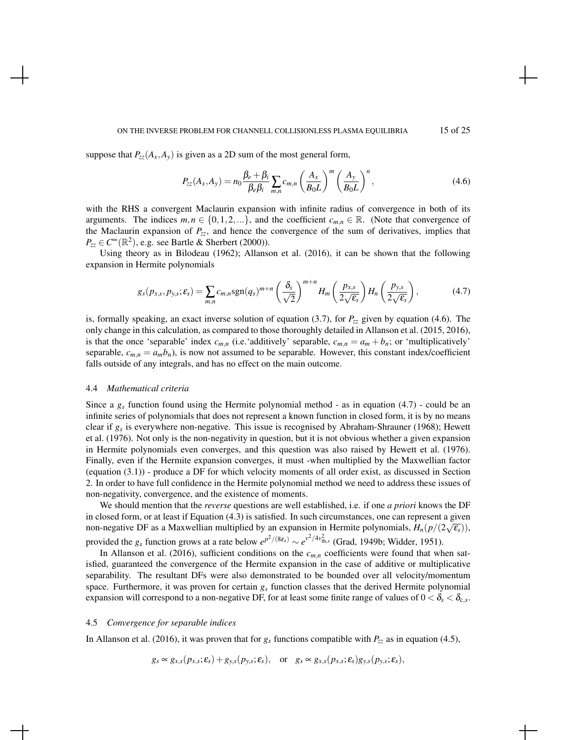suppose that $P_{zz}(A_x, A_y)$ is given as a 2D sum of the most general form,

$$P_{zz}(A_x, A_y) = n_0 \frac{\beta_e + \beta_i}{\beta_e \beta_i} \sum_{m,n} c_{m,n} \left( \frac{A_x}{B_0 L} \right)^m \left( \frac{A_y}{B_0 L} \right)^n, \tag{4.6}$$

with the RHS a convergent Maclaurin expansion with infinite radius of convergence in both of its arguments. The indices $m, n \in \{0, 1, 2, ...\}$, and the coefficient $c_{m,n} \in \mathbb{R}$. (Note that convergence of the Maclaurin expansion of $P_{zz}$, and hence the convergence of the sum of derivatives, implies that $P_{zz} \in C^\infty(\mathbb{R}^2)$, e.g. see Bartle & Sherbert (2000)).

Using theory as in Bilodeau (1962); Allanson et al. (2016), it can be shown that the following expansion in Hermite polynomials

$$g_s(p_{x,s}, p_{y,s}; \varepsilon_s) = \sum_{m,n} c_{m,n} \text{sgn}(q_s)^{m+n} \left( \frac{\delta_s}{\sqrt{2}} \right)^{m+n} H_m \left( \frac{p_{x,s}}{2\sqrt{\varepsilon_s}} \right) H_n \left( \frac{p_{y,s}}{2\sqrt{\varepsilon_s}} \right), \tag{4.7}$$

is, formally speaking, an exact inverse solution of equation (3.7), for $P_{zz}$ given by equation (4.6). The only change in this calculation, as compared to those thoroughly detailed in Allanson et al. (2015, 2016), is that the once 'separable' index $c_{m,n}$ (i.e.'additively' separable, $c_{m,n} = a_m + b_n$; or 'multiplicatively' separable, $c_{m,n} = a_m b_n$), is now not assumed to be separable. However, this constant index/coefficient falls outside of any integrals, and has no effect on the main outcome.

### 4.4 *Mathematical criteria*

Since a $g_s$ function found using the Hermite polynomial method - as in equation (4.7) - could be an infinite series of polynomials that does not represent a known function in closed form, it is by no means clear if $g_s$ is everywhere non-negative. This issue is recognised by Abraham-Shrauner (1968); Hewett et al. (1976). Not only is the non-negativity in question, but it is not obvious whether a given expansion in Hermite polynomials even converges, and this question was also raised by Hewett et al. (1976). Finally, even if the Hermite expansion converges, it must -when multiplied by the Maxwellian factor (equation (3.1)) - produce a DF for which velocity moments of all order exist, as discussed in Section 2. In order to have full confidence in the Hermite polynomial method we need to address these issues of non-negativity, convergence, and the existence of moments.

We should mention that the *reverse* questions are well established, i.e. if one *a priori* knows the DF in closed form, or at least if Equation (4.3) is satisfied. In such circumstances, one can represent a given non-negative DF as a Maxwellian multiplied by an expansion in Hermite polynomials, $H_n(p/(2\sqrt{\varepsilon_s}))$, provided the $g_s$ function grows at a rate below $e^{p^2/(8\varepsilon_s)} \sim e^{v^2/4v_{\text{th},s}^2}$ (Grad, 1949b; Widder, 1951).

In Allanson et al. (2016), sufficient conditions on the $c_{m,n}$ coefficients were found that when satisfied, guaranteed the convergence of the Hermite expansion in the case of additive or multiplicative separability. The resultant DFs were also demonstrated to be bounded over all velocity/momentum space. Furthermore, it was proven for certain $g_s$ function classes that the derived Hermite polynomial expansion will correspond to a non-negative DF, for at least some finite range of values of $0 < \delta_s < \delta_{c,s}$.

### 4.5 *Convergence for separable indices*

In Allanson et al. (2016), it was proven that for $g_s$ functions compatible with $P_{zz}$ as in equation (4.5),

$$g_s \propto g_{x,s}(p_{x,s}; \varepsilon_s) + g_{y,s}(p_{y,s}; \varepsilon_s), \quad \text{or} \quad g_s \propto g_{x,s}(p_{x,s}; \varepsilon_s) g_{y,s}(p_{y,s}; \varepsilon_s),$$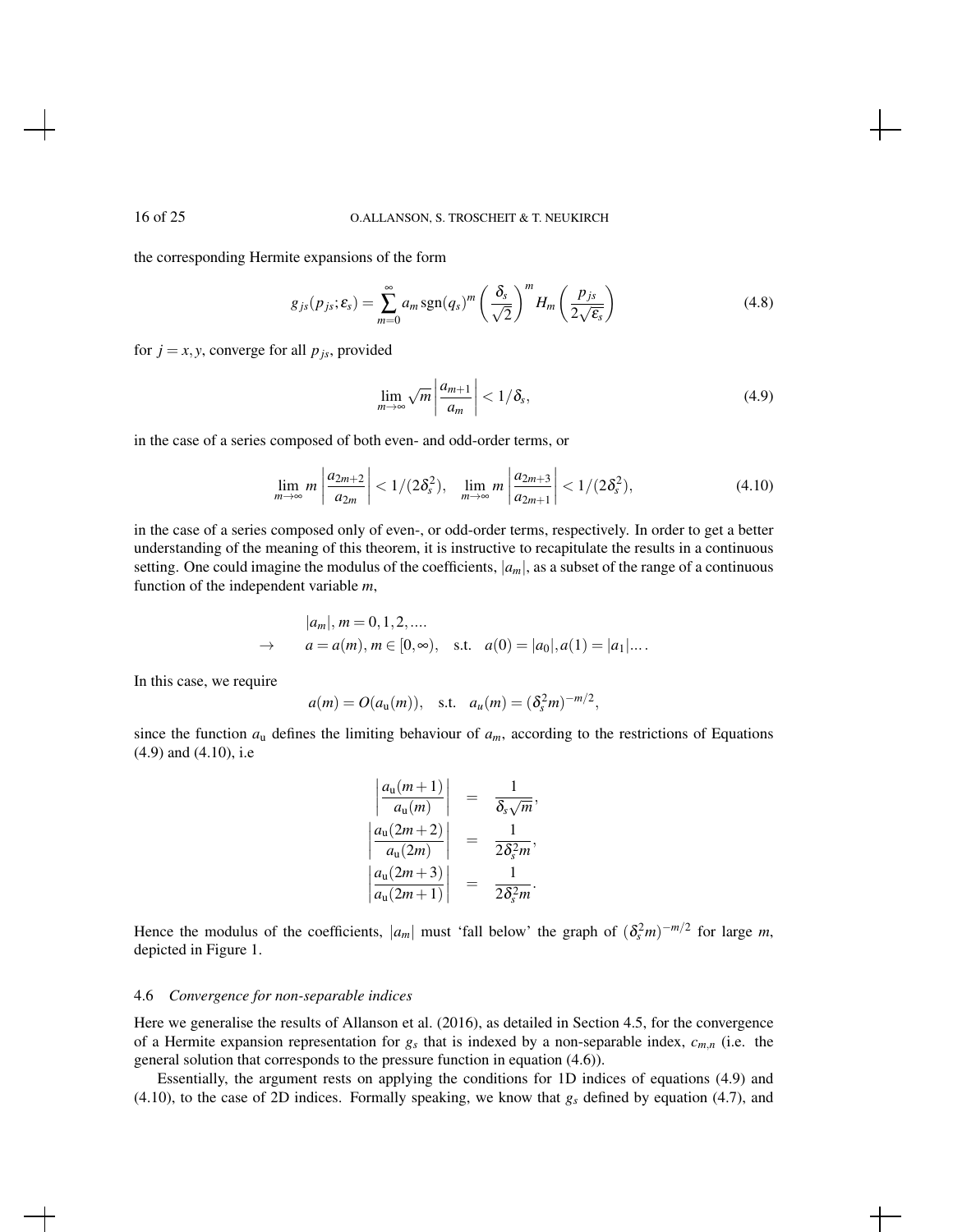the corresponding Hermite expansions of the form

$$g_{js}(p_{js};\varepsilon_s) = \sum_{m=0}^{\infty} a_m \,\mathrm{sgn}(q_s)^m \left(\frac{\delta_s}{\sqrt{2}}\right)^m H_m\left(\frac{p_{js}}{2\sqrt{\varepsilon_s}}\right) \tag{4.8}$$

for $j = x, y$, converge for all $p_{js}$, provided

$$\lim_{m\to\infty} \sqrt{m}\left|\frac{a_{m+1}}{a_m}\right| < 1/\delta_s, \tag{4.9}$$

in the case of a series composed of both even- and odd-order terms, or

$$\lim_{m\to\infty} m\left|\frac{a_{2m+2}}{a_{2m}}\right| < 1/(2\delta_s^2), \quad \lim_{m\to\infty} m\left|\frac{a_{2m+3}}{a_{2m+1}}\right| < 1/(2\delta_s^2), \tag{4.10}$$

in the case of a series composed only of even-, or odd-order terms, respectively. In order to get a better understanding of the meaning of this theorem, it is instructive to recapitulate the results in a continuous setting. One could imagine the modulus of the coefficients, $|a_m|$, as a subset of the range of a continuous function of the independent variable $m$,

$$\begin{aligned} & |a_m|,\, m = 0,1,2,.... \\ \rightarrow \qquad & a = a(m),\, m \in [0,\infty), \quad \text{s.t.} \quad a(0) = |a_0|, a(1) = |a_1|.... \end{aligned}$$

In this case, we require

$$a(m) = O(a_{\mathrm{u}}(m)), \quad \text{s.t.} \quad a_u(m) = (\delta_s^2 m)^{-m/2},$$

since the function $a_{\mathrm{u}}$ defines the limiting behaviour of $a_m$, according to the restrictions of Equations (4.9) and (4.10), i.e

$$\begin{aligned} \left|\frac{a_{\mathrm{u}}(m+1)}{a_{\mathrm{u}}(m)}\right| &= \frac{1}{\delta_s\sqrt{m}}, \\ \left|\frac{a_{\mathrm{u}}(2m+2)}{a_{\mathrm{u}}(2m)}\right| &= \frac{1}{2\delta_s^2 m}, \\ \left|\frac{a_{\mathrm{u}}(2m+3)}{a_{\mathrm{u}}(2m+1)}\right| &= \frac{1}{2\delta_s^2 m}. \end{aligned}$$

Hence the modulus of the coefficients, $|a_m|$ must 'fall below' the graph of $(\delta_s^2 m)^{-m/2}$ for large $m$, depicted in Figure 1.

### 4.6 *Convergence for non-separable indices*

Here we generalise the results of Allanson et al. (2016), as detailed in Section 4.5, for the convergence of a Hermite expansion representation for $g_s$ that is indexed by a non-separable index, $c_{m,n}$ (i.e. the general solution that corresponds to the pressure function in equation (4.6)).

Essentially, the argument rests on applying the conditions for 1D indices of equations (4.9) and (4.10), to the case of 2D indices. Formally speaking, we know that $g_s$ defined by equation (4.7), and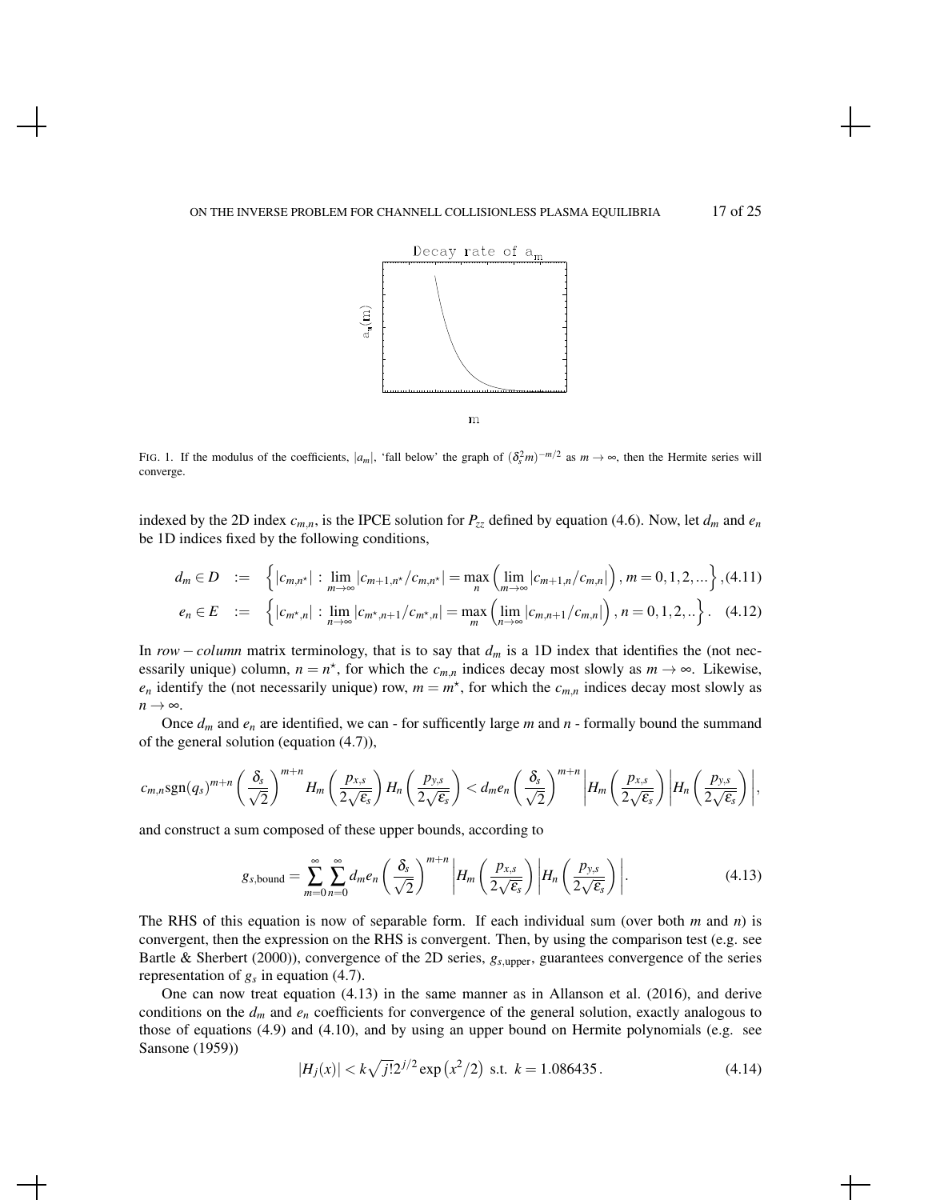FIG. 1. If the modulus of the coefficients, $|a_m|$, 'fall below' the graph of $(\delta_s^2 m)^{-m/2}$ as $m \to \infty$, then the Hermite series will converge.

indexed by the 2D index $c_{m,n}$, is the IPCE solution for $P_{zz}$ defined by equation (4.6). Now, let $d_m$ and $e_n$ be 1D indices fixed by the following conditions,

$$
d_m \in D \quad := \quad \left\{ |c_{m,n^\star}| \, : \, \lim_{m\to\infty} |c_{m+1,n^\star}/c_{m,n^\star}| = \max_n \left( \lim_{m\to\infty} |c_{m+1,n}/c_{m,n}| \right), m = 0,1,2,... \right\}, \quad (4.11)
$$

$$
e_n \in E \quad := \quad \left\{ |c_{m^\star,n}| \, : \, \lim_{n\to\infty} |c_{m^\star,n+1}/c_{m^\star,n}| = \max_m \left( \lim_{n\to\infty} |c_{m,n+1}/c_{m,n}| \right), n = 0,1,2,.. \right\}. \quad (4.12)
$$

In *row − column* matrix terminology, that is to say that $d_m$ is a 1D index that identifies the (not necessarily unique) column, $n = n^\star$, for which the $c_{m,n}$ indices decay most slowly as $m \to \infty$. Likewise, $e_n$ identify the (not necessarily unique) row, $m = m^\star$, for which the $c_{m,n}$ indices decay most slowly as $n \to \infty$.

Once $d_m$ and $e_n$ are identified, we can - for sufficently large $m$ and $n$ - formally bound the summand of the general solution (equation (4.7)),

$$
c_{m,n}\mathrm{sgn}(q_s)^{m+n} \left( \frac{\delta_s}{\sqrt{2}} \right)^{m+n} H_m \left( \frac{p_{x,s}}{2\sqrt{\varepsilon_s}} \right) H_n \left( \frac{p_{y,s}}{2\sqrt{\varepsilon_s}} \right) < d_m e_n \left( \frac{\delta_s}{\sqrt{2}} \right)^{m+n} \left| H_m \left( \frac{p_{x,s}}{2\sqrt{\varepsilon_s}} \right) \right| \left| H_n \left( \frac{p_{y,s}}{2\sqrt{\varepsilon_s}} \right) \right|,
$$

and construct a sum composed of these upper bounds, according to

$$
g_{s,\mathrm{bound}} = \sum_{m=0}^{\infty} \sum_{n=0}^{\infty} d_m e_n \left( \frac{\delta_s}{\sqrt{2}} \right)^{m+n} \left| H_m \left( \frac{p_{x,s}}{2\sqrt{\varepsilon_s}} \right) \right| \left| H_n \left( \frac{p_{y,s}}{2\sqrt{\varepsilon_s}} \right) \right|. \quad (4.13)
$$

The RHS of this equation is now of separable form. If each individual sum (over both $m$ and $n$) is convergent, then the expression on the RHS is convergent. Then, by using the comparison test (e.g. see Bartle & Sherbert (2000)), convergence of the 2D series, $g_{s,\mathrm{upper}}$, guarantees convergence of the series representation of $g_s$ in equation (4.7).

One can now treat equation (4.13) in the same manner as in Allanson et al. (2016), and derive conditions on the $d_m$ and $e_n$ coefficients for convergence of the general solution, exactly analogous to those of equations (4.9) and (4.10), and by using an upper bound on Hermite polynomials (e.g. see Sansone (1959))

$$
|H_j(x)| < k\sqrt{j!}2^{j/2}\exp\left(x^2/2\right) \text{ s.t. } k = 1.086435\,. \quad (4.14)
$$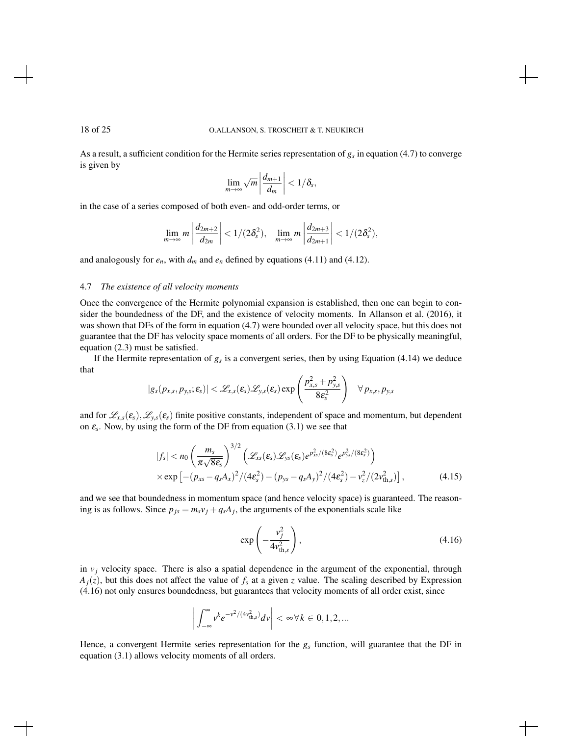As a result, a sufficient condition for the Hermite series representation of $g_s$ in equation (4.7) to converge is given by

$$\lim_{m\to\infty} \sqrt{m}\left|\frac{d_{m+1}}{d_m}\right| < 1/\delta_s,$$

in the case of a series composed of both even- and odd-order terms, or

$$\lim_{m\to\infty} m\left|\frac{d_{2m+2}}{d_{2m}}\right| < 1/(2\delta_s^2), \quad \lim_{m\to\infty} m\left|\frac{d_{2m+3}}{d_{2m+1}}\right| < 1/(2\delta_s^2),$$

and analogously for $e_n$, with $d_m$ and $e_n$ defined by equations (4.11) and (4.12).

### 4.7 *The existence of all velocity moments*

Once the convergence of the Hermite polynomial expansion is established, then one can begin to consider the boundedness of the DF, and the existence of velocity moments. In Allanson et al. (2016), it was shown that DFs of the form in equation (4.7) were bounded over all velocity space, but this does not guarantee that the DF has velocity space moments of all orders. For the DF to be physically meaningful, equation (2.3) must be satisfied.

If the Hermite representation of $g_s$ is a convergent series, then by using Equation (4.14) we deduce that

$$|g_s(p_{x,s}, p_{y,s}; \varepsilon_s)| < \mathscr{L}_{x,s}(\varepsilon_s)\mathscr{L}_{y,s}(\varepsilon_s)\exp\left(\frac{p_{x,s}^2 + p_{y,s}^2}{8\varepsilon_s^2}\right) \quad \forall\, p_{x,s}, p_{y,s}$$

and for $\mathscr{L}_{x,s}(\varepsilon_s), \mathscr{L}_{y,s}(\varepsilon_s)$ finite positive constants, independent of space and momentum, but dependent on $\varepsilon_s$. Now, by using the form of the DF from equation (3.1) we see that

$$\begin{aligned}
|f_s| &< n_0\left(\frac{m_s}{\pi\sqrt{8\varepsilon_s}}\right)^{3/2}\left(\mathscr{L}_{xs}(\varepsilon_s)\mathscr{L}_{ys}(\varepsilon_s)e^{p_{xs}^2/(8\varepsilon_s^2)}e^{p_{ys}^2/(8\varepsilon_s^2)}\right) \\
&\times \exp\left[-(p_{xs} - q_sA_x)^2/(4\varepsilon_s^2) - (p_{ys} - q_sA_y)^2/(4\varepsilon_s^2) - v_z^2/(2v_{\text{th},s}^2)\right],
\end{aligned} \tag{4.15}$$

and we see that boundedness in momentum space (and hence velocity space) is guaranteed. The reasoning is as follows. Since $p_{js} = m_sv_j + q_sA_j$, the arguments of the exponentials scale like

$$\exp\left(-\frac{v_j^2}{4v_{\text{th},s}^2}\right), \tag{4.16}$$

in $v_j$ velocity space. There is also a spatial dependence in the argument of the exponential, through $A_j(z)$, but this does not affect the value of $f_s$ at a given $z$ value. The scaling described by Expression (4.16) not only ensures boundedness, but guarantees that velocity moments of all order exist, since

$$\left|\int_{-\infty}^{\infty} v^k e^{-v^2/(4v_{\text{th},s}^2)}dv\right| < \infty\, \forall k \in 0,1,2,...$$

Hence, a convergent Hermite series representation for the $g_s$ function, will guarantee that the DF in equation (3.1) allows velocity moments of all orders.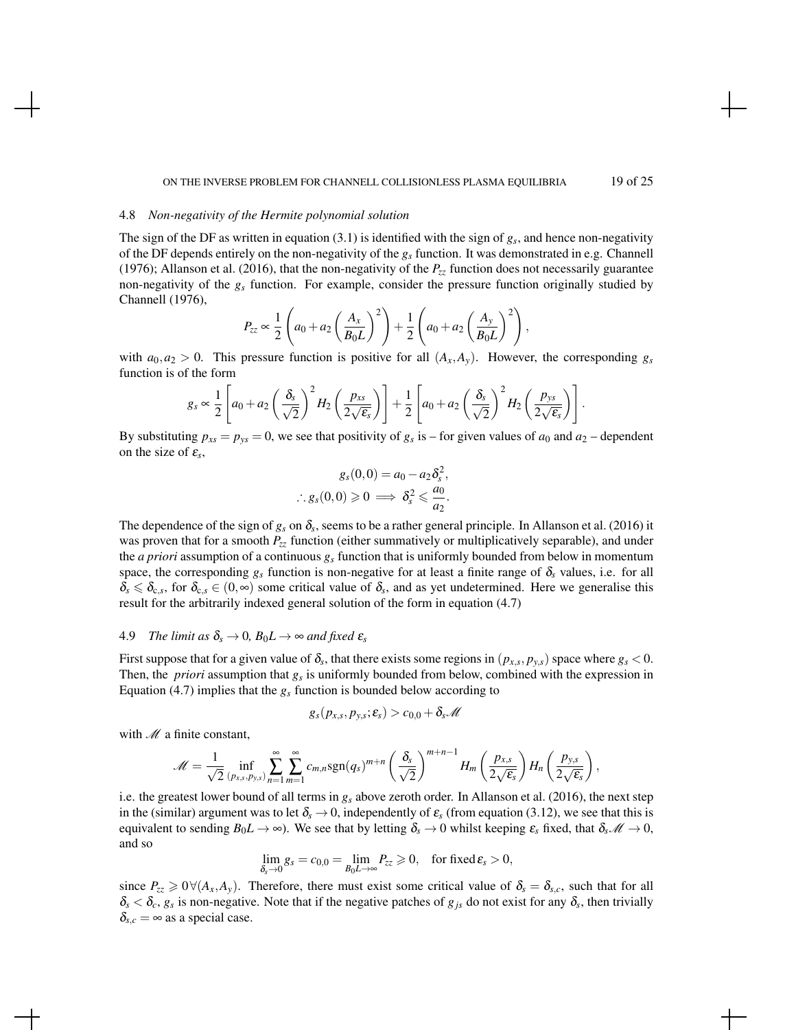### 4.8 *Non-negativity of the Hermite polynomial solution*

The sign of the DF as written in equation (3.1) is identified with the sign of $g_s$, and hence non-negativity of the DF depends entirely on the non-negativity of the $g_s$ function. It was demonstrated in e.g. Channell (1976); Allanson et al. (2016), that the non-negativity of the $P_{zz}$ function does not necessarily guarantee non-negativity of the $g_s$ function. For example, consider the pressure function originally studied by Channell (1976),

$$P_{zz} \propto \frac{1}{2}\left(a_0 + a_2\left(\frac{A_x}{B_0 L}\right)^2\right) + \frac{1}{2}\left(a_0 + a_2\left(\frac{A_y}{B_0 L}\right)^2\right),$$

with $a_0, a_2 > 0$. This pressure function is positive for all $(A_x, A_y)$. However, the corresponding $g_s$ function is of the form

$$g_s \propto \frac{1}{2}\left[a_0 + a_2\left(\frac{\delta_s}{\sqrt{2}}\right)^2 H_2\left(\frac{p_{xs}}{2\sqrt{\varepsilon_s}}\right)\right] + \frac{1}{2}\left[a_0 + a_2\left(\frac{\delta_s}{\sqrt{2}}\right)^2 H_2\left(\frac{p_{ys}}{2\sqrt{\varepsilon_s}}\right)\right].$$

By substituting $p_{xs} = p_{ys} = 0$, we see that positivity of $g_s$ is – for given values of $a_0$ and $a_2$ – dependent on the size of $\varepsilon_s$,

$$g_s(0,0) = a_0 - a_2\delta_s^2,$$
$$\therefore g_s(0,0) \geqslant 0 \implies \delta_s^2 \leqslant \frac{a_0}{a_2}.$$

The dependence of the sign of $g_s$ on $\delta_s$, seems to be a rather general principle. In Allanson et al. (2016) it was proven that for a smooth $P_{zz}$ function (either summatively or multiplicatively separable), and under the *a priori* assumption of a continuous $g_s$ function that is uniformly bounded from below in momentum space, the corresponding $g_s$ function is non-negative for at least a finite range of $\delta_s$ values, i.e. for all $\delta_s \leqslant \delta_{c,s}$, for $\delta_{c,s} \in (0,\infty)$ some critical value of $\delta_s$, and as yet undetermined. Here we generalise this result for the arbitrarily indexed general solution of the form in equation (4.7)

### 4.9 *The limit as $\delta_s \to 0$, $B_0 L \to \infty$ and fixed $\varepsilon_s$*

First suppose that for a given value of $\delta_s$, that there exists some regions in $(p_{x,s}, p_{y,s})$ space where $g_s < 0$. Then, the *priori* assumption that $g_s$ is uniformly bounded from below, combined with the expression in Equation (4.7) implies that the $g_s$ function is bounded below according to

$$g_s(p_{x,s}, p_{y,s}; \varepsilon_s) > c_{0,0} + \delta_s \mathscr{M}$$

with $\mathscr{M}$ a finite constant,

$$\mathscr{M} = \frac{1}{\sqrt{2}} \inf_{(p_{x,s}, p_{y,s})} \sum_{n=1}^{\infty}\sum_{m=1}^{\infty} c_{m,n} \mathrm{sgn}(q_s)^{m+n} \left(\frac{\delta_s}{\sqrt{2}}\right)^{m+n-1} H_m\left(\frac{p_{x,s}}{2\sqrt{\varepsilon_s}}\right) H_n\left(\frac{p_{y,s}}{2\sqrt{\varepsilon_s}}\right),$$

i.e. the greatest lower bound of all terms in $g_s$ above zeroth order. In Allanson et al. (2016), the next step in the (similar) argument was to let $\delta_s \to 0$, independently of $\varepsilon_s$ (from equation (3.12), we see that this is equivalent to sending $B_0 L \to \infty$). We see that by letting $\delta_s \to 0$ whilst keeping $\varepsilon_s$ fixed, that $\delta_s \mathscr{M} \to 0$, and so

$$\lim_{\delta_s \to 0} g_s = c_{0,0} = \lim_{B_0 L \to \infty} P_{zz} \geqslant 0, \quad \text{for fixed}\, \varepsilon_s > 0,$$

since $P_{zz} \geqslant 0 \forall (A_x, A_y)$. Therefore, there must exist some critical value of $\delta_s = \delta_{s,c}$, such that for all $\delta_s < \delta_c$, $g_s$ is non-negative. Note that if the negative patches of $g_{js}$ do not exist for any $\delta_s$, then trivially $\delta_{s,c} = \infty$ as a special case.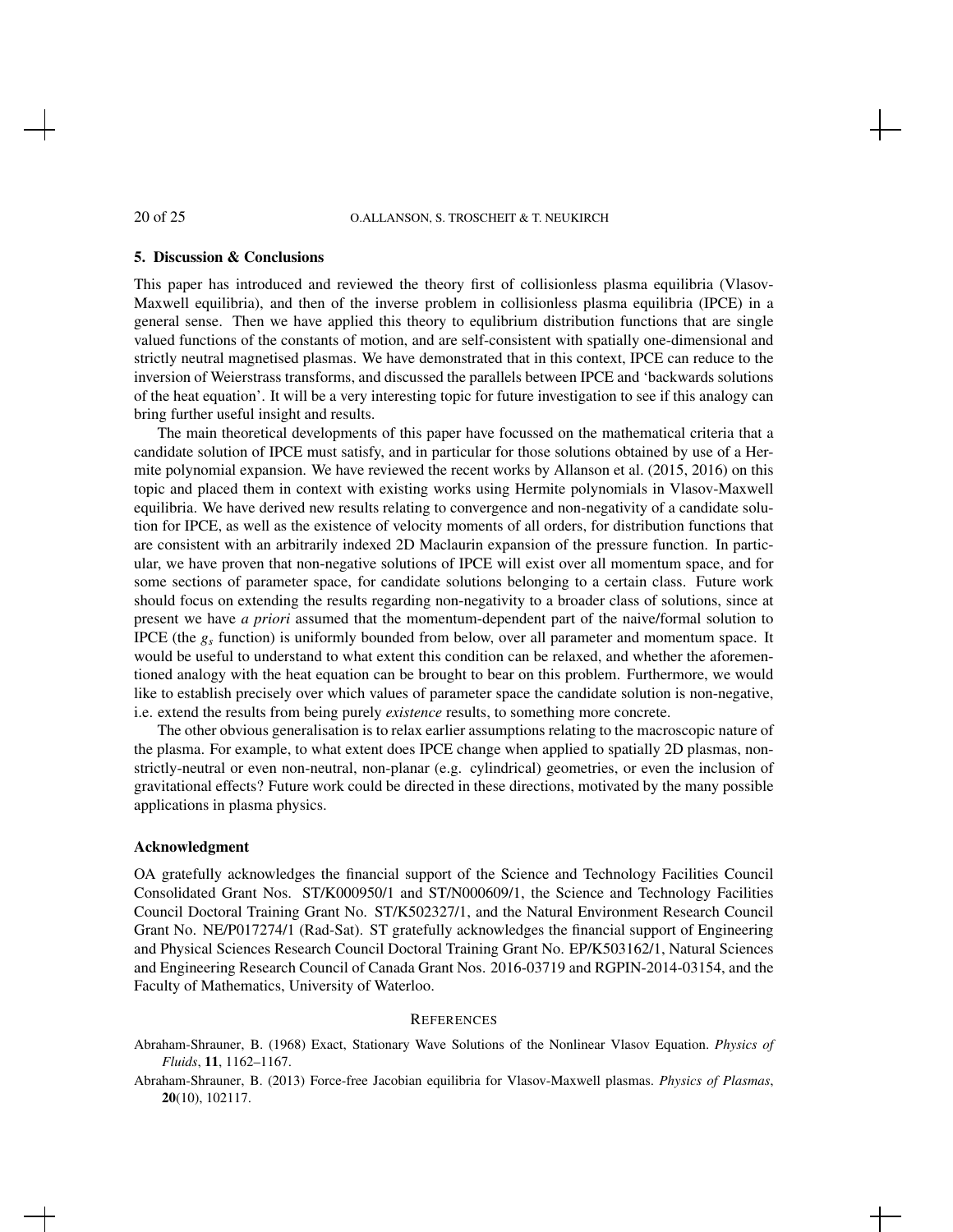## 5. Discussion & Conclusions

This paper has introduced and reviewed the theory first of collisionless plasma equilibria (Vlasov-Maxwell equilibria), and then of the inverse problem in collisionless plasma equilibria (IPCE) in a general sense. Then we have applied this theory to equlibrium distribution functions that are single valued functions of the constants of motion, and are self-consistent with spatially one-dimensional and strictly neutral magnetised plasmas. We have demonstrated that in this context, IPCE can reduce to the inversion of Weierstrass transforms, and discussed the parallels between IPCE and 'backwards solutions of the heat equation'. It will be a very interesting topic for future investigation to see if this analogy can bring further useful insight and results.

The main theoretical developments of this paper have focussed on the mathematical criteria that a candidate solution of IPCE must satisfy, and in particular for those solutions obtained by use of a Hermite polynomial expansion. We have reviewed the recent works by Allanson et al. (2015, 2016) on this topic and placed them in context with existing works using Hermite polynomials in Vlasov-Maxwell equilibria. We have derived new results relating to convergence and non-negativity of a candidate solution for IPCE, as well as the existence of velocity moments of all orders, for distribution functions that are consistent with an arbitrarily indexed 2D Maclaurin expansion of the pressure function. In particular, we have proven that non-negative solutions of IPCE will exist over all momentum space, and for some sections of parameter space, for candidate solutions belonging to a certain class. Future work should focus on extending the results regarding non-negativity to a broader class of solutions, since at present we have *a priori* assumed that the momentum-dependent part of the naive/formal solution to IPCE (the $g_s$ function) is uniformly bounded from below, over all parameter and momentum space. It would be useful to understand to what extent this condition can be relaxed, and whether the aforementioned analogy with the heat equation can be brought to bear on this problem. Furthermore, we would like to establish precisely over which values of parameter space the candidate solution is non-negative, i.e. extend the results from being purely *existence* results, to something more concrete.

The other obvious generalisation is to relax earlier assumptions relating to the macroscopic nature of the plasma. For example, to what extent does IPCE change when applied to spatially 2D plasmas, non-strictly-neutral or even non-neutral, non-planar (e.g. cylindrical) geometries, or even the inclusion of gravitational effects? Future work could be directed in these directions, motivated by the many possible applications in plasma physics.

### Acknowledgment

OA gratefully acknowledges the financial support of the Science and Technology Facilities Council Consolidated Grant Nos. ST/K000950/1 and ST/N000609/1, the Science and Technology Facilities Council Doctoral Training Grant No. ST/K502327/1, and the Natural Environment Research Council Grant No. NE/P017274/1 (Rad-Sat). ST gratefully acknowledges the financial support of Engineering and Physical Sciences Research Council Doctoral Training Grant No. EP/K503162/1, Natural Sciences and Engineering Research Council of Canada Grant Nos. 2016-03719 and RGPIN-2014-03154, and the Faculty of Mathematics, University of Waterloo.

## REFERENCES

Abraham-Shrauner, B. (1968) Exact, Stationary Wave Solutions of the Nonlinear Vlasov Equation. *Physics of Fluids*, **11**, 1162–1167.

Abraham-Shrauner, B. (2013) Force-free Jacobian equilibria for Vlasov-Maxwell plasmas. *Physics of Plasmas*, **20**(10), 102117.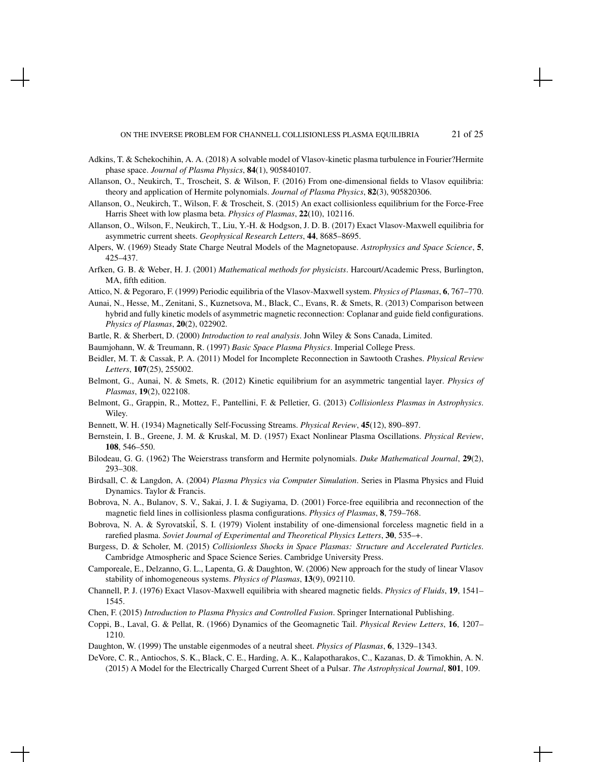Adkins, T. & Schekochihin, A. A. (2018) A solvable model of Vlasov-kinetic plasma turbulence in Fourier?Hermite phase space. *Journal of Plasma Physics*, **84**(1), 905840107.

Allanson, O., Neukirch, T., Troscheit, S. & Wilson, F. (2016) From one-dimensional fields to Vlasov equilibria: theory and application of Hermite polynomials. *Journal of Plasma Physics*, **82**(3), 905820306.

Allanson, O., Neukirch, T., Wilson, F. & Troscheit, S. (2015) An exact collisionless equilibrium for the Force-Free Harris Sheet with low plasma beta. *Physics of Plasmas*, **22**(10), 102116.

Allanson, O., Wilson, F., Neukirch, T., Liu, Y.-H. & Hodgson, J. D. B. (2017) Exact Vlasov-Maxwell equilibria for asymmetric current sheets. *Geophysical Research Letters*, **44**, 8685–8695.

Alpers, W. (1969) Steady State Charge Neutral Models of the Magnetopause. *Astrophysics and Space Science*, **5**, 425–437.

Arfken, G. B. & Weber, H. J. (2001) *Mathematical methods for physicists*. Harcourt/Academic Press, Burlington, MA, fifth edition.

Attico, N. & Pegoraro, F. (1999) Periodic equilibria of the Vlasov-Maxwell system. *Physics of Plasmas*, **6**, 767–770.

Aunai, N., Hesse, M., Zenitani, S., Kuznetsova, M., Black, C., Evans, R. & Smets, R. (2013) Comparison between hybrid and fully kinetic models of asymmetric magnetic reconnection: Coplanar and guide field configurations. *Physics of Plasmas*, **20**(2), 022902.

Bartle, R. & Sherbert, D. (2000) *Introduction to real analysis*. John Wiley & Sons Canada, Limited.

Baumjohann, W. & Treumann, R. (1997) *Basic Space Plasma Physics*. Imperial College Press.

Beidler, M. T. & Cassak, P. A. (2011) Model for Incomplete Reconnection in Sawtooth Crashes. *Physical Review Letters*, **107**(25), 255002.

Belmont, G., Aunai, N. & Smets, R. (2012) Kinetic equilibrium for an asymmetric tangential layer. *Physics of Plasmas*, **19**(2), 022108.

Belmont, G., Grappin, R., Mottez, F., Pantellini, F. & Pelletier, G. (2013) *Collisionless Plasmas in Astrophysics*. Wiley.

Bennett, W. H. (1934) Magnetically Self-Focussing Streams. *Physical Review*, **45**(12), 890–897.

Bernstein, I. B., Greene, J. M. & Kruskal, M. D. (1957) Exact Nonlinear Plasma Oscillations. *Physical Review*, **108**, 546–550.

Bilodeau, G. G. (1962) The Weierstrass transform and Hermite polynomials. *Duke Mathematical Journal*, **29**(2), 293–308.

Birdsall, C. & Langdon, A. (2004) *Plasma Physics via Computer Simulation*. Series in Plasma Physics and Fluid Dynamics. Taylor & Francis.

Bobrova, N. A., Bulanov, S. V., Sakai, J. I. & Sugiyama, D. (2001) Force-free equilibria and reconnection of the magnetic field lines in collisionless plasma configurations. *Physics of Plasmas*, **8**, 759–768.

Bobrova, N. A. & Syrovatskiĭ, S. I. (1979) Violent instability of one-dimensional forceless magnetic field in a rarefied plasma. *Soviet Journal of Experimental and Theoretical Physics Letters*, **30**, 535–+.

Burgess, D. & Scholer, M. (2015) *Collisionless Shocks in Space Plasmas: Structure and Accelerated Particles*. Cambridge Atmospheric and Space Science Series. Cambridge University Press.

Camporeale, E., Delzanno, G. L., Lapenta, G. & Daughton, W. (2006) New approach for the study of linear Vlasov stability of inhomogeneous systems. *Physics of Plasmas*, **13**(9), 092110.

Channell, P. J. (1976) Exact Vlasov-Maxwell equilibria with sheared magnetic fields. *Physics of Fluids*, **19**, 1541–1545.

Chen, F. (2015) *Introduction to Plasma Physics and Controlled Fusion*. Springer International Publishing.

Coppi, B., Laval, G. & Pellat, R. (1966) Dynamics of the Geomagnetic Tail. *Physical Review Letters*, **16**, 1207–1210.

Daughton, W. (1999) The unstable eigenmodes of a neutral sheet. *Physics of Plasmas*, **6**, 1329–1343.

DeVore, C. R., Antiochos, S. K., Black, C. E., Harding, A. K., Kalapotharakos, C., Kazanas, D. & Timokhin, A. N. (2015) A Model for the Electrically Charged Current Sheet of a Pulsar. *The Astrophysical Journal*, **801**, 109.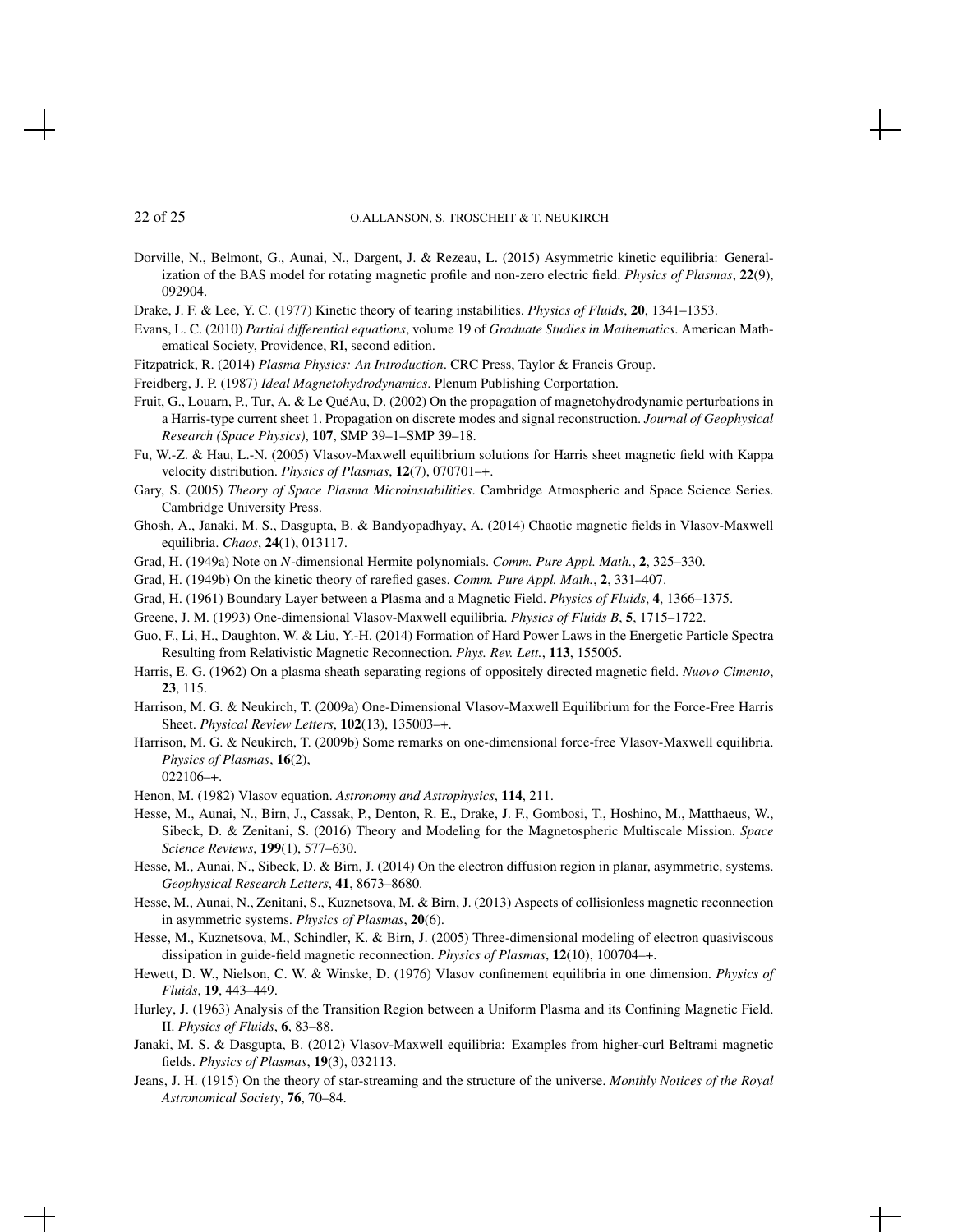Dorville, N., Belmont, G., Aunai, N., Dargent, J. & Rezeau, L. (2015) Asymmetric kinetic equilibria: Generalization of the BAS model for rotating magnetic profile and non-zero electric field. *Physics of Plasmas*, **22**(9), 092904.

Drake, J. F. & Lee, Y. C. (1977) Kinetic theory of tearing instabilities. *Physics of Fluids*, **20**, 1341–1353.

Evans, L. C. (2010) *Partial differential equations*, volume 19 of *Graduate Studies in Mathematics*. American Mathematical Society, Providence, RI, second edition.

Fitzpatrick, R. (2014) *Plasma Physics: An Introduction*. CRC Press, Taylor & Francis Group.

Freidberg, J. P. (1987) *Ideal Magnetohydrodynamics*. Plenum Publishing Corportation.

Fruit, G., Louarn, P., Tur, A. & Le QuéAu, D. (2002) On the propagation of magnetohydrodynamic perturbations in a Harris-type current sheet 1. Propagation on discrete modes and signal reconstruction. *Journal of Geophysical Research (Space Physics)*, **107**, SMP 39–1–SMP 39–18.

Fu, W.-Z. & Hau, L.-N. (2005) Vlasov-Maxwell equilibrium solutions for Harris sheet magnetic field with Kappa velocity distribution. *Physics of Plasmas*, **12**(7), 070701–+.

Gary, S. (2005) *Theory of Space Plasma Microinstabilities*. Cambridge Atmospheric and Space Science Series. Cambridge University Press.

Ghosh, A., Janaki, M. S., Dasgupta, B. & Bandyopadhyay, A. (2014) Chaotic magnetic fields in Vlasov-Maxwell equilibria. *Chaos*, **24**(1), 013117.

Grad, H. (1949a) Note on *N*-dimensional Hermite polynomials. *Comm. Pure Appl. Math.*, **2**, 325–330.

Grad, H. (1949b) On the kinetic theory of rarefied gases. *Comm. Pure Appl. Math.*, **2**, 331–407.

Grad, H. (1961) Boundary Layer between a Plasma and a Magnetic Field. *Physics of Fluids*, **4**, 1366–1375.

Greene, J. M. (1993) One-dimensional Vlasov-Maxwell equilibria. *Physics of Fluids B*, **5**, 1715–1722.

Guo, F., Li, H., Daughton, W. & Liu, Y.-H. (2014) Formation of Hard Power Laws in the Energetic Particle Spectra Resulting from Relativistic Magnetic Reconnection. *Phys. Rev. Lett.*, **113**, 155005.

Harris, E. G. (1962) On a plasma sheath separating regions of oppositely directed magnetic field. *Nuovo Cimento*, **23**, 115.

Harrison, M. G. & Neukirch, T. (2009a) One-Dimensional Vlasov-Maxwell Equilibrium for the Force-Free Harris Sheet. *Physical Review Letters*, **102**(13), 135003–+.

Harrison, M. G. & Neukirch, T. (2009b) Some remarks on one-dimensional force-free Vlasov-Maxwell equilibria. *Physics of Plasmas*, **16**(2), 022106–+.

Henon, M. (1982) Vlasov equation. *Astronomy and Astrophysics*, **114**, 211.

Hesse, M., Aunai, N., Birn, J., Cassak, P., Denton, R. E., Drake, J. F., Gombosi, T., Hoshino, M., Matthaeus, W., Sibeck, D. & Zenitani, S. (2016) Theory and Modeling for the Magnetospheric Multiscale Mission. *Space Science Reviews*, **199**(1), 577–630.

Hesse, M., Aunai, N., Sibeck, D. & Birn, J. (2014) On the electron diffusion region in planar, asymmetric, systems. *Geophysical Research Letters*, **41**, 8673–8680.

Hesse, M., Aunai, N., Zenitani, S., Kuznetsova, M. & Birn, J. (2013) Aspects of collisionless magnetic reconnection in asymmetric systems. *Physics of Plasmas*, **20**(6).

Hesse, M., Kuznetsova, M., Schindler, K. & Birn, J. (2005) Three-dimensional modeling of electron quasiviscous dissipation in guide-field magnetic reconnection. *Physics of Plasmas*, **12**(10), 100704–+.

Hewett, D. W., Nielson, C. W. & Winske, D. (1976) Vlasov confinement equilibria in one dimension. *Physics of Fluids*, **19**, 443–449.

Hurley, J. (1963) Analysis of the Transition Region between a Uniform Plasma and its Confining Magnetic Field. II. *Physics of Fluids*, **6**, 83–88.

Janaki, M. S. & Dasgupta, B. (2012) Vlasov-Maxwell equilibria: Examples from higher-curl Beltrami magnetic fields. *Physics of Plasmas*, **19**(3), 032113.

Jeans, J. H. (1915) On the theory of star-streaming and the structure of the universe. *Monthly Notices of the Royal Astronomical Society*, **76**, 70–84.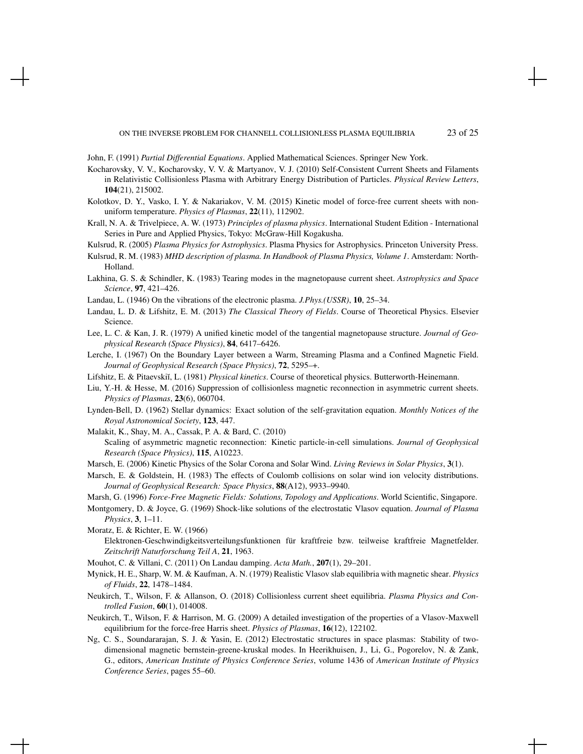John, F. (1991) *Partial Differential Equations*. Applied Mathematical Sciences. Springer New York.

Kocharovsky, V. V., Kocharovsky, V. V. & Martyanov, V. J. (2010) Self-Consistent Current Sheets and Filaments in Relativistic Collisionless Plasma with Arbitrary Energy Distribution of Particles. *Physical Review Letters*, **104**(21), 215002.

Kolotkov, D. Y., Vasko, I. Y. & Nakariakov, V. M. (2015) Kinetic model of force-free current sheets with non-uniform temperature. *Physics of Plasmas*, **22**(11), 112902.

Krall, N. A. & Trivelpiece, A. W. (1973) *Principles of plasma physics*. International Student Edition - International Series in Pure and Applied Physics, Tokyo: McGraw-Hill Kogakusha.

Kulsrud, R. (2005) *Plasma Physics for Astrophysics*. Plasma Physics for Astrophysics. Princeton University Press.

Kulsrud, R. M. (1983) *MHD description of plasma. In Handbook of Plasma Physics, Volume 1*. Amsterdam: North-Holland.

Lakhina, G. S. & Schindler, K. (1983) Tearing modes in the magnetopause current sheet. *Astrophysics and Space Science*, **97**, 421–426.

Landau, L. (1946) On the vibrations of the electronic plasma. *J.Phys.(USSR)*, **10**, 25–34.

Landau, L. D. & Lifshitz, E. M. (2013) *The Classical Theory of Fields*. Course of Theoretical Physics. Elsevier Science.

Lee, L. C. & Kan, J. R. (1979) A unified kinetic model of the tangential magnetopause structure. *Journal of Geophysical Research (Space Physics)*, **84**, 6417–6426.

Lerche, I. (1967) On the Boundary Layer between a Warm, Streaming Plasma and a Confined Magnetic Field. *Journal of Geophysical Research (Space Physics)*, **72**, 5295–+.

Lifshitz, E. & Pitaevskiĭ, L. (1981) *Physical kinetics*. Course of theoretical physics. Butterworth-Heinemann.

Liu, Y.-H. & Hesse, M. (2016) Suppression of collisionless magnetic reconnection in asymmetric current sheets. *Physics of Plasmas*, **23**(6), 060704.

Lynden-Bell, D. (1962) Stellar dynamics: Exact solution of the self-gravitation equation. *Monthly Notices of the Royal Astronomical Society*, **123**, 447.

Malakit, K., Shay, M. A., Cassak, P. A. & Bard, C. (2010) Scaling of asymmetric magnetic reconnection: Kinetic particle-in-cell simulations. *Journal of Geophysical Research (Space Physics)*, **115**, A10223.

Marsch, E. (2006) Kinetic Physics of the Solar Corona and Solar Wind. *Living Reviews in Solar Physics*, **3**(1).

Marsch, E. & Goldstein, H. (1983) The effects of Coulomb collisions on solar wind ion velocity distributions. *Journal of Geophysical Research: Space Physics*, **88**(A12), 9933–9940.

Marsh, G. (1996) *Force-Free Magnetic Fields: Solutions, Topology and Applications*. World Scientific, Singapore.

Montgomery, D. & Joyce, G. (1969) Shock-like solutions of the electrostatic Vlasov equation. *Journal of Plasma Physics*, **3**, 1–11.

Moratz, E. & Richter, E. W. (1966) Elektronen-Geschwindigkeitsverteilungsfunktionen für kraftfreie bzw. teilweise kraftfreie Magnetfelder. *Zeitschrift Naturforschung Teil A*, **21**, 1963.

Mouhot, C. & Villani, C. (2011) On Landau damping. *Acta Math.*, **207**(1), 29–201.

Mynick, H. E., Sharp, W. M. & Kaufman, A. N. (1979) Realistic Vlasov slab equilibria with magnetic shear. *Physics of Fluids*, **22**, 1478–1484.

Neukirch, T., Wilson, F. & Allanson, O. (2018) Collisionless current sheet equilibria. *Plasma Physics and Controlled Fusion*, **60**(1), 014008.

Neukirch, T., Wilson, F. & Harrison, M. G. (2009) A detailed investigation of the properties of a Vlasov-Maxwell equilibrium for the force-free Harris sheet. *Physics of Plasmas*, **16**(12), 122102.

Ng, C. S., Soundararajan, S. J. & Yasin, E. (2012) Electrostatic structures in space plasmas: Stability of two-dimensional magnetic bernstein-greene-kruskal modes. In Heerikhuisen, J., Li, G., Pogorelov, N. & Zank, G., editors, *American Institute of Physics Conference Series*, volume 1436 of *American Institute of Physics Conference Series*, pages 55–60.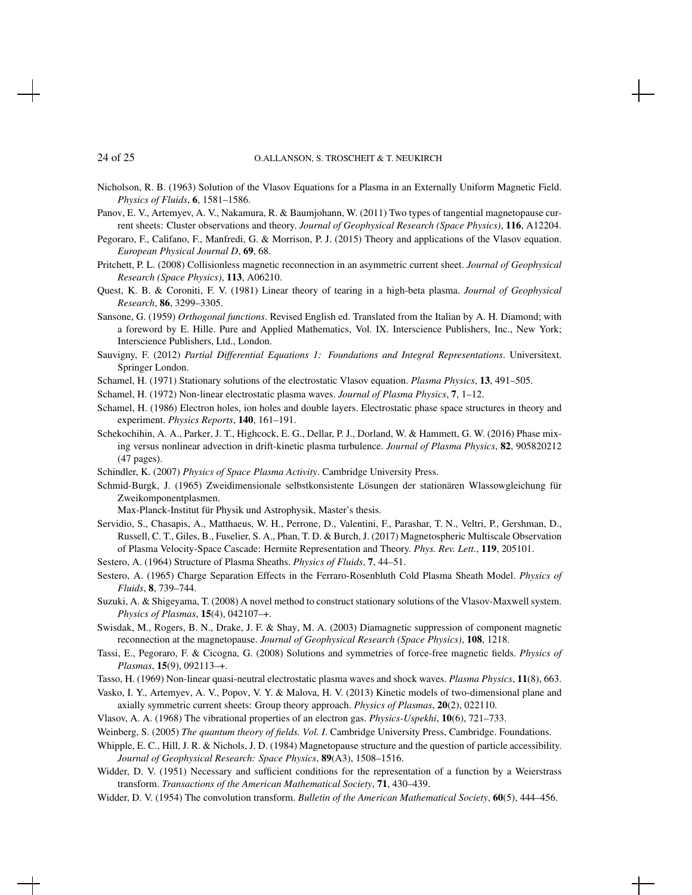Nicholson, R. B. (1963) Solution of the Vlasov Equations for a Plasma in an Externally Uniform Magnetic Field. *Physics of Fluids*, **6**, 1581–1586.

Panov, E. V., Artemyev, A. V., Nakamura, R. & Baumjohann, W. (2011) Two types of tangential magnetopause current sheets: Cluster observations and theory. *Journal of Geophysical Research (Space Physics)*, **116**, A12204.

Pegoraro, F., Califano, F., Manfredi, G. & Morrison, P. J. (2015) Theory and applications of the Vlasov equation. *European Physical Journal D*, **69**, 68.

Pritchett, P. L. (2008) Collisionless magnetic reconnection in an asymmetric current sheet. *Journal of Geophysical Research (Space Physics)*, **113**, A06210.

Quest, K. B. & Coroniti, F. V. (1981) Linear theory of tearing in a high-beta plasma. *Journal of Geophysical Research*, **86**, 3299–3305.

Sansone, G. (1959) *Orthogonal functions*. Revised English ed. Translated from the Italian by A. H. Diamond; with a foreword by E. Hille. Pure and Applied Mathematics, Vol. IX. Interscience Publishers, Inc., New York; Interscience Publishers, Ltd., London.

Sauvigny, F. (2012) *Partial Differential Equations 1: Foundations and Integral Representations*. Universitext. Springer London.

Schamel, H. (1971) Stationary solutions of the electrostatic Vlasov equation. *Plasma Physics*, **13**, 491–505.

Schamel, H. (1972) Non-linear electrostatic plasma waves. *Journal of Plasma Physics*, **7**, 1–12.

Schamel, H. (1986) Electron holes, ion holes and double layers. Electrostatic phase space structures in theory and experiment. *Physics Reports*, **140**, 161–191.

Schekochihin, A. A., Parker, J. T., Highcock, E. G., Dellar, P. J., Dorland, W. & Hammett, G. W. (2016) Phase mixing versus nonlinear advection in drift-kinetic plasma turbulence. *Journal of Plasma Physics*, **82**, 905820212 (47 pages).

Schindler, K. (2007) *Physics of Space Plasma Activity*. Cambridge University Press.

Schmid-Burgk, J. (1965) Zweidimensionale selbstkonsistente Lösungen der stationären Wlassowgleichung für Zweikomponentplasmen.
Max-Planck-Institut für Physik und Astrophysik, Master's thesis.

Servidio, S., Chasapis, A., Matthaeus, W. H., Perrone, D., Valentini, F., Parashar, T. N., Veltri, P., Gershman, D., Russell, C. T., Giles, B., Fuselier, S. A., Phan, T. D. & Burch, J. (2017) Magnetospheric Multiscale Observation of Plasma Velocity-Space Cascade: Hermite Representation and Theory. *Phys. Rev. Lett.*, **119**, 205101.

Sestero, A. (1964) Structure of Plasma Sheaths. *Physics of Fluids*, **7**, 44–51.

Sestero, A. (1965) Charge Separation Effects in the Ferraro-Rosenbluth Cold Plasma Sheath Model. *Physics of Fluids*, **8**, 739–744.

Suzuki, A. & Shigeyama, T. (2008) A novel method to construct stationary solutions of the Vlasov-Maxwell system. *Physics of Plasmas*, **15**(4), 042107–+.

Swisdak, M., Rogers, B. N., Drake, J. F. & Shay, M. A. (2003) Diamagnetic suppression of component magnetic reconnection at the magnetopause. *Journal of Geophysical Research (Space Physics)*, **108**, 1218.

Tassi, E., Pegoraro, F. & Cicogna, G. (2008) Solutions and symmetries of force-free magnetic fields. *Physics of Plasmas*, **15**(9), 092113–+.

Tasso, H. (1969) Non-linear quasi-neutral electrostatic plasma waves and shock waves. *Plasma Physics*, **11**(8), 663.

Vasko, I. Y., Artemyev, A. V., Popov, V. Y. & Malova, H. V. (2013) Kinetic models of two-dimensional plane and axially symmetric current sheets: Group theory approach. *Physics of Plasmas*, **20**(2), 022110.

Vlasov, A. A. (1968) The vibrational properties of an electron gas. *Physics-Uspekhi*, **10**(6), 721–733.

Weinberg, S. (2005) *The quantum theory of fields. Vol. I*. Cambridge University Press, Cambridge. Foundations.

Whipple, E. C., Hill, J. R. & Nichols, J. D. (1984) Magnetopause structure and the question of particle accessibility. *Journal of Geophysical Research: Space Physics*, **89**(A3), 1508–1516.

Widder, D. V. (1951) Necessary and sufficient conditions for the representation of a function by a Weierstrass transform. *Transactions of the American Mathematical Society*, **71**, 430–439.

Widder, D. V. (1954) The convolution transform. *Bulletin of the American Mathematical Society*, **60**(5), 444–456.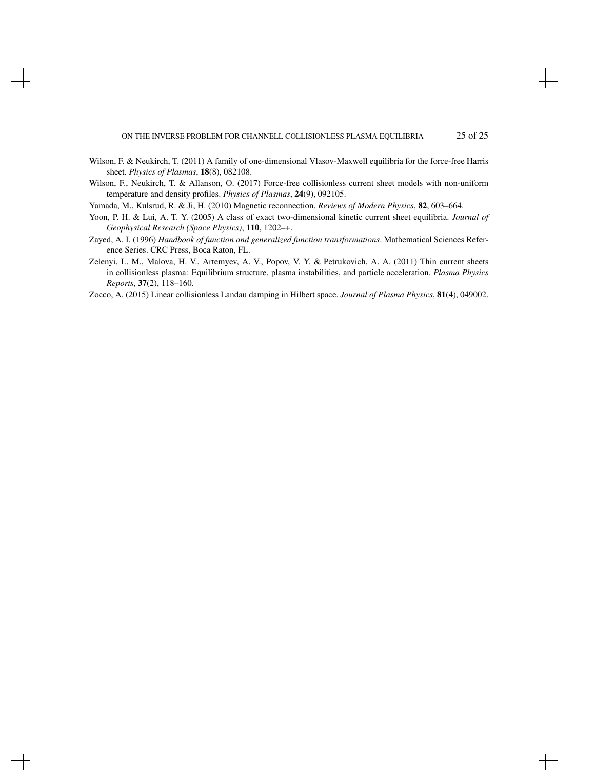Wilson, F. & Neukirch, T. (2011) A family of one-dimensional Vlasov-Maxwell equilibria for the force-free Harris sheet. *Physics of Plasmas*, **18**(8), 082108.

Wilson, F., Neukirch, T. & Allanson, O. (2017) Force-free collisionless current sheet models with non-uniform temperature and density profiles. *Physics of Plasmas*, **24**(9), 092105.

Yamada, M., Kulsrud, R. & Ji, H. (2010) Magnetic reconnection. *Reviews of Modern Physics*, **82**, 603–664.

Yoon, P. H. & Lui, A. T. Y. (2005) A class of exact two-dimensional kinetic current sheet equilibria. *Journal of Geophysical Research (Space Physics)*, **110**, 1202–+.

Zayed, A. I. (1996) *Handbook of function and generalized function transformations*. Mathematical Sciences Reference Series. CRC Press, Boca Raton, FL.

Zelenyi, L. M., Malova, H. V., Artemyev, A. V., Popov, V. Y. & Petrukovich, A. A. (2011) Thin current sheets in collisionless plasma: Equilibrium structure, plasma instabilities, and particle acceleration. *Plasma Physics Reports*, **37**(2), 118–160.

Zocco, A. (2015) Linear collisionless Landau damping in Hilbert space. *Journal of Plasma Physics*, **81**(4), 049002.